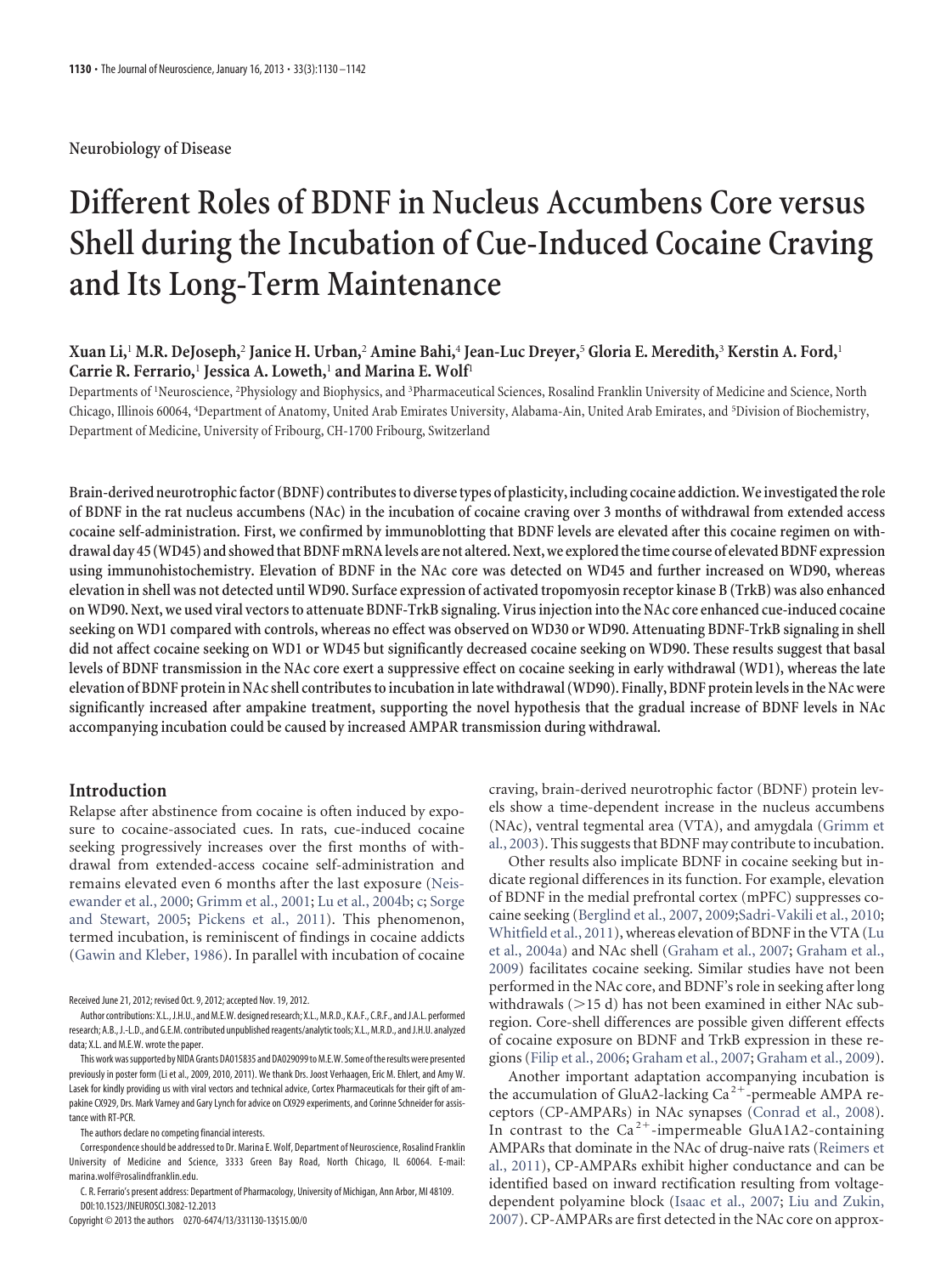**Neurobiology of Disease**

# Different Roles of BDNF in Nucleus Accumbens Core versus Shell during the Incubation of Cue-Induced Cocaine Craving and Its Long-Term Maintenance

**Xuan Li,[1] M.R. DeJoseph,[2] Janice H. Urban,[2] Amine Bahi,[4] Jean-Luc Dreyer,[5] Gloria E. Meredith,[3] Kerstin A. Ford,[1] Carrie R. Ferrario,[1] Jessica A. Loweth,[1] and Marina E. Wolf[1]**

Departments of [1]Neuroscience, [2]Physiology and Biophysics, and [3]Pharmaceutical Sciences, Rosalind Franklin University of Medicine and Science, North Chicago, Illinois 60064, [4]Department of Anatomy, United Arab Emirates University, Alabama-Ain, United Arab Emirates, and [5]Division of Biochemistry, Department of Medicine, University of Fribourg, CH-1700 Fribourg, Switzerland

**Brain-derived neurotrophic factor (BDNF) contributes to diverse types of plasticity, including cocaine addiction. We investigated the role of BDNF in the rat nucleus accumbens (NAc) in the incubation of cocaine craving over 3 months of withdrawal from extended access cocaine self-administration. First, we confirmed by immunoblotting that BDNF levels are elevated after this cocaine regimen on withdrawal day 45 (WD45) and showed that BDNF mRNA levels are not altered. Next, we explored the time course of elevated BDNF expression using immunohistochemistry. Elevation of BDNF in the NAc core was detected on WD45 and further increased on WD90, whereas elevation in shell was not detected until WD90. Surface expression of activated tropomyosin receptor kinase B (TrkB) was also enhanced on WD90. Next, we used viral vectors to attenuate BDNF-TrkB signaling. Virus injection into the NAc core enhanced cue-induced cocaine seeking on WD1 compared with controls, whereas no effect was observed on WD30 or WD90. Attenuating BDNF-TrkB signaling in shell did not affect cocaine seeking on WD1 or WD45 but significantly decreased cocaine seeking on WD90. These results suggest that basal levels of BDNF transmission in the NAc core exert a suppressive effect on cocaine seeking in early withdrawal (WD1), whereas the late elevation of BDNF protein in NAc shell contributes to incubation in late withdrawal (WD90). Finally, BDNF protein levels in the NAc were significantly increased after ampakine treatment, supporting the novel hypothesis that the gradual increase of BDNF levels in NAc accompanying incubation could be caused by increased AMPAR transmission during withdrawal.**

## Introduction

Relapse after abstinence from cocaine is often induced by exposure to cocaine-associated cues. In rats, cue-induced cocaine seeking progressively increases over the first months of withdrawal from extended-access cocaine self-administration and remains elevated even 6 months after the last exposure (Neisewander et al., 2000; Grimm et al., 2001; Lu et al., 2004b; c; Sorge and Stewart, 2005; Pickens et al., 2011). This phenomenon, termed incubation, is reminiscent of findings in cocaine addicts (Gawin and Kleber, 1986). In parallel with incubation of cocaine craving, brain-derived neurotrophic factor (BDNF) protein levels show a time-dependent increase in the nucleus accumbens (NAc), ventral tegmental area (VTA), and amygdala (Grimm et al., 2003). This suggests that BDNF may contribute to incubation.

Other results also implicate BDNF in cocaine seeking but indicate regional differences in its function. For example, elevation of BDNF in the medial prefrontal cortex (mPFC) suppresses cocaine seeking (Berglind et al., 2007, 2009; Sadri-Vakili et al., 2010; Whitfield et al., 2011), whereas elevation of BDNF in the VTA (Lu et al., 2004a) and NAc shell (Graham et al., 2007; Graham et al., 2009) facilitates cocaine seeking. Similar studies have not been performed in the NAc core, and BDNF's role in seeking after long withdrawals (>15 d) has not been examined in either NAc subregion. Core-shell differences are possible given different effects of cocaine exposure on BDNF and TrkB expression in these regions (Filip et al., 2006; Graham et al., 2007; Graham et al., 2009).

Another important adaptation accompanying incubation is the accumulation of GluA2-lacking $Ca^{2+}$-permeable AMPA receptors (CP-AMPARs) in NAc synapses (Conrad et al., 2008). In contrast to the $Ca^{2+}$-impermeable GluA1A2-containing AMPARs that dominate in the NAc of drug-naive rats (Reimers et al., 2011), CP-AMPARs exhibit higher conductance and can be identified based on inward rectification resulting from voltage-dependent polyamine block (Isaac et al., 2007; Liu and Zukin, 2007). CP-AMPARs are first detected in the NAc core on approx-

Received June 21, 2012; revised Oct. 9, 2012; accepted Nov. 19, 2012.

Author contributions: X.L., J.H.U., and M.E.W. designed research; X.L., M.R.D., K.A.F., C.R.F., and J.A.L. performed research; A.B., J.-L.D., and G.E.M. contributed unpublished reagents/analytic tools; X.L., M.R.D., and J.H.U. analyzed data; X.L. and M.E.W. wrote the paper.

This work was supported by NIDA Grants DA015835 and DA029099 to M.E.W. Some of the results were presented previously in poster form (Li et al., 2009, 2010, 2011). We thank Drs. Joost Verhaagen, Eric M. Ehlert, and Amy W. Lasek for kindly providing us with viral vectors and technical advice, Cortex Pharmaceuticals for their gift of ampakine CX929, Drs. Mark Varney and Gary Lynch for advice on CX929 experiments, and Corinne Schneider for assistance with RT-PCR.

The authors declare no competing financial interests.

Correspondence should be addressed to Dr. Marina E. Wolf, Department of Neuroscience, Rosalind Franklin University of Medicine and Science, 3333 Green Bay Road, North Chicago, IL 60064. E-mail: marina.wolf@rosalindfranklin.edu.

C. R. Ferrario's present address: Department of Pharmacology, University of Michigan, Ann Arbor, MI 48109.

DOI:10.1523/JNEUROSCI.3082-12.2013

Copyright © 2013 the authors 0270-6474/13/331130-13$15.00/0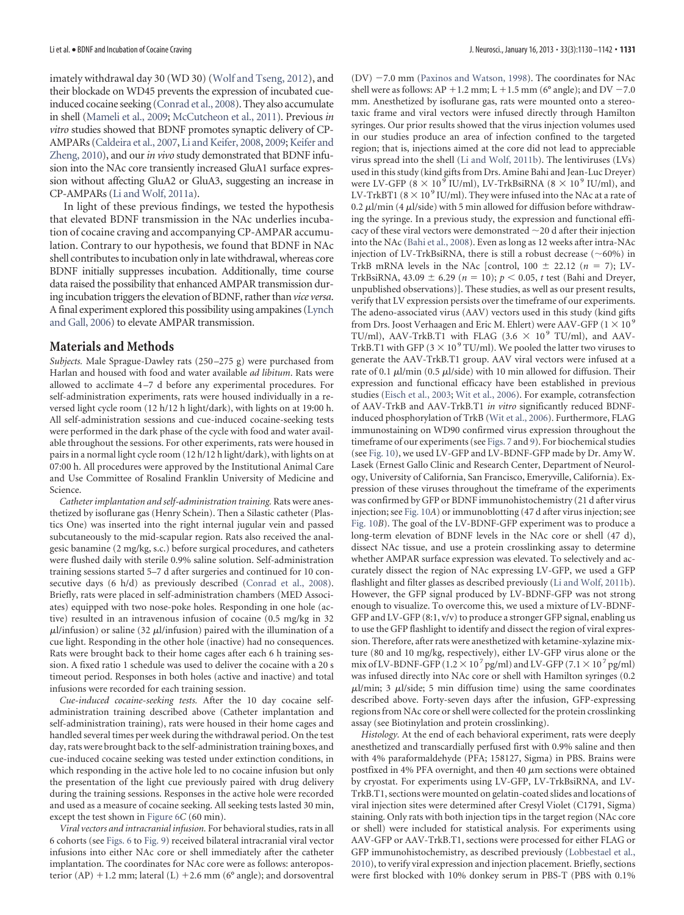imately withdrawal day 30 (WD 30) (Wolf and Tseng, 2012), and their blockade on WD45 prevents the expression of incubated cue-induced cocaine seeking (Conrad et al., 2008). They also accumulate in shell (Mameli et al., 2009; McCutcheon et al., 2011). Previous *in vitro* studies showed that BDNF promotes synaptic delivery of CP-AMPARs (Caldeira et al., 2007, Li and Keifer, 2008, 2009; Keifer and Zheng, 2010), and our *in vivo* study demonstrated that BDNF infusion into the NAc core transiently increased GluA1 surface expression without affecting GluA2 or GluA3, suggesting an increase in CP-AMPARs (Li and Wolf, 2011a).

In light of these previous findings, we tested the hypothesis that elevated BDNF transmission in the NAc underlies incubation of cocaine craving and accompanying CP-AMPAR accumulation. Contrary to our hypothesis, we found that BDNF in NAc shell contributes to incubation only in late withdrawal, whereas core BDNF initially suppresses incubation. Additionally, time course data raised the possibility that enhanced AMPAR transmission during incubation triggers the elevation of BDNF, rather than *vice versa*. A final experiment explored this possibility using ampakines (Lynch and Gall, 2006) to elevate AMPAR transmission.

## Materials and Methods

*Subjects.* Male Sprague-Dawley rats (250–275 g) were purchased from Harlan and housed with food and water available *ad libitum*. Rats were allowed to acclimate 4–7 d before any experimental procedures. For self-administration experiments, rats were housed individually in a reversed light cycle room (12 h/12 h light/dark), with lights on at 19:00 h. All self-administration sessions and cue-induced cocaine-seeking tests were performed in the dark phase of the cycle with food and water available throughout the sessions. For other experiments, rats were housed in pairs in a normal light cycle room (12 h/12 h light/dark), with lights on at 07:00 h. All procedures were approved by the Institutional Animal Care and Use Committee of Rosalind Franklin University of Medicine and Science.

*Catheter implantation and self-administration training.* Rats were anesthetized by isoflurane gas (Henry Schein). Then a Silastic catheter (Plastics One) was inserted into the right internal jugular vein and passed subcutaneously to the mid-scapular region. Rats also received the analgesic banamine (2 mg/kg, s.c.) before surgical procedures, and catheters were flushed daily with sterile 0.9% saline solution. Self-administration training sessions started 5–7 d after surgeries and continued for 10 consecutive days (6 h/d) as previously described (Conrad et al., 2008). Briefly, rats were placed in self-administration chambers (MED Associates) equipped with two nose-poke holes. Responding in one hole (active) resulted in an intravenous infusion of cocaine (0.5 mg/kg in 32 μl/infusion) or saline (32 μl/infusion) paired with the illumination of a cue light. Responding in the other hole (inactive) had no consequences. Rats were brought back to their home cages after each 6 h training session. A fixed ratio 1 schedule was used to deliver the cocaine with a 20 s timeout period. Responses in both holes (active and inactive) and total infusions were recorded for each training session.

*Cue-induced cocaine-seeking tests.* After the 10 day cocaine self-administration training described above (Catheter implantation and self-administration training), rats were housed in their home cages and handled several times per week during the withdrawal period. On the test day, rats were brought back to the self-administration training boxes, and cue-induced cocaine seeking was tested under extinction conditions, in which responding in the active hole led to no cocaine infusion but only the presentation of the light cue previously paired with drug delivery during the training sessions. Responses in the active hole were recorded and used as a measure of cocaine seeking. All seeking tests lasted 30 min, except the test shown in Figure 6*C* (60 min).

*Viral vectors and intracranial infusion.* For behavioral studies, rats in all 6 cohorts (see Figs. 6 to Fig. 9) received bilateral intracranial viral vector infusions into either NAc core or shell immediately after the catheter implantation. The coordinates for NAc core were as follows: anteroposterior (AP) +1.2 mm; lateral (L) +2.6 mm (6° angle); and dorsoventral (DV) −7.0 mm (Paxinos and Watson, 1998). The coordinates for NAc shell were as follows: AP +1.2 mm; L +1.5 mm (6° angle); and DV −7.0 mm. Anesthetized by isoflurane gas, rats were mounted onto a stereotaxic frame and viral vectors were infused directly through Hamilton syringes. Our prior results showed that the virus injection volumes used in our studies produce an area of infection confined to the targeted region; that is, injections aimed at the core did not lead to appreciable virus spread into the shell (Li and Wolf, 2011b). The lentiviruses (LVs) used in this study (kind gifts from Drs. Amine Bahi and Jean-Luc Dreyer) were LV-GFP ($8 \times 10^9$ IU/ml), LV-TrkBsiRNA ($8 \times 10^9$ IU/ml), and LV-TrkBT1 ($8 \times 10^9$ IU/ml). They were infused into the NAc at a rate of 0.2 μl/min (4 μl/side) with 5 min allowed for diffusion before withdrawing the syringe. In a previous study, the expression and functional efficacy of these viral vectors were demonstrated ~20 d after their injection into the NAc (Bahi et al., 2008). Even as long as 12 weeks after intra-NAc injection of LV-TrkBsiRNA, there is still a robust decrease (~60%) in TrkB mRNA levels in the NAc [control, 100 ± 22.12 ($n = 7$); LV-TrkBsiRNA, 43.09 ± 6.29 ($n = 10$); $p < 0.05$, $t$ test (Bahi and Dreyer, unpublished observations)]. These studies, as well as our present results, verify that LV expression persists over the timeframe of our experiments. The adeno-associated virus (AAV) vectors used in this study (kind gifts from Drs. Joost Verhaagen and Eric M. Ehlert) were AAV-GFP ($1 \times 10^9$ TU/ml), AAV-TrkB.T1 with FLAG ($3.6 \times 10^9$ TU/ml), and AAV-TrkB.T1 with GFP ($3 \times 10^9$ TU/ml). We pooled the latter two viruses to generate the AAV-TrkB.T1 group. AAV viral vectors were infused at a rate of 0.1 μl/min (0.5 μl/side) with 10 min allowed for diffusion. Their expression and functional efficacy have been established in previous studies (Eisch et al., 2003; Wit et al., 2006). For example, cotransfection of AAV-TrkB and AAV-TrkB.T1 *in vitro* significantly reduced BDNF-induced phosphorylation of TrkB (Wit et al., 2006). Furthermore, FLAG immunostaining on WD90 confirmed virus expression throughout the timeframe of our experiments (see Figs. 7 and 9). For biochemical studies (see Fig. 10), we used LV-GFP and LV-BDNF-GFP made by Dr. Amy W. Lasek (Ernest Gallo Clinic and Research Center, Department of Neurology, University of California, San Francisco, Emeryville, California). Expression of these viruses throughout the timeframe of the experiments was confirmed by GFP or BDNF immunohistochemistry (21 d after virus injection; see Fig. 10*A*) or immunoblotting (47 d after virus injection; see Fig. 10*B*). The goal of the LV-BDNF-GFP experiment was to produce a long-term elevation of BDNF levels in the NAc core or shell (47 d), dissect NAc tissue, and use a protein crosslinking assay to determine whether AMPAR surface expression was elevated. To selectively and accurately dissect the region of NAc expressing LV-GFP, we used a GFP flashlight and filter glasses as described previously (Li and Wolf, 2011b). However, the GFP signal produced by LV-BDNF-GFP was not strong enough to visualize. To overcome this, we used a mixture of LV-BDNF-GFP and LV-GFP (8:1, v/v) to produce a stronger GFP signal, enabling us to use the GFP flashlight to identify and dissect the region of viral expression. Therefore, after rats were anesthetized with ketamine-xylazine mixture (80 and 10 mg/kg, respectively), either LV-GFP virus alone or the mix of LV-BDNF-GFP ($1.2 \times 10^7$ pg/ml) and LV-GFP ($7.1 \times 10^7$ pg/ml) was infused directly into NAc core or shell with Hamilton syringes (0.2 μl/min; 3 μl/side; 5 min diffusion time) using the same coordinates described above. Forty-seven days after the infusion, GFP-expressing regions from NAc core or shell were collected for the protein crosslinking assay (see Biotinylation and protein crosslinking).

*Histology.* At the end of each behavioral experiment, rats were deeply anesthetized and transcardially perfused first with 0.9% saline and then with 4% paraformaldehyde (PFA; 158127, Sigma) in PBS. Brains were postfixed in 4% PFA overnight, and then 40 μm sections were obtained by cryostat. For experiments using LV-GFP, LV-TrkBsiRNA, and LV-TrkB.T1, sections were mounted on gelatin-coated slides and locations of viral injection sites were determined after Cresyl Violet (C1791, Sigma) staining. Only rats with both injection tips in the target region (NAc core or shell) were included for statistical analysis. For experiments using AAV-GFP or AAV-TrkB.T1, sections were processed for either FLAG or GFP immunohistochemistry, as described previously (Lobbestael et al., 2010), to verify viral expression and injection placement. Briefly, sections were first blocked with 10% donkey serum in PBS-T (PBS with 0.1%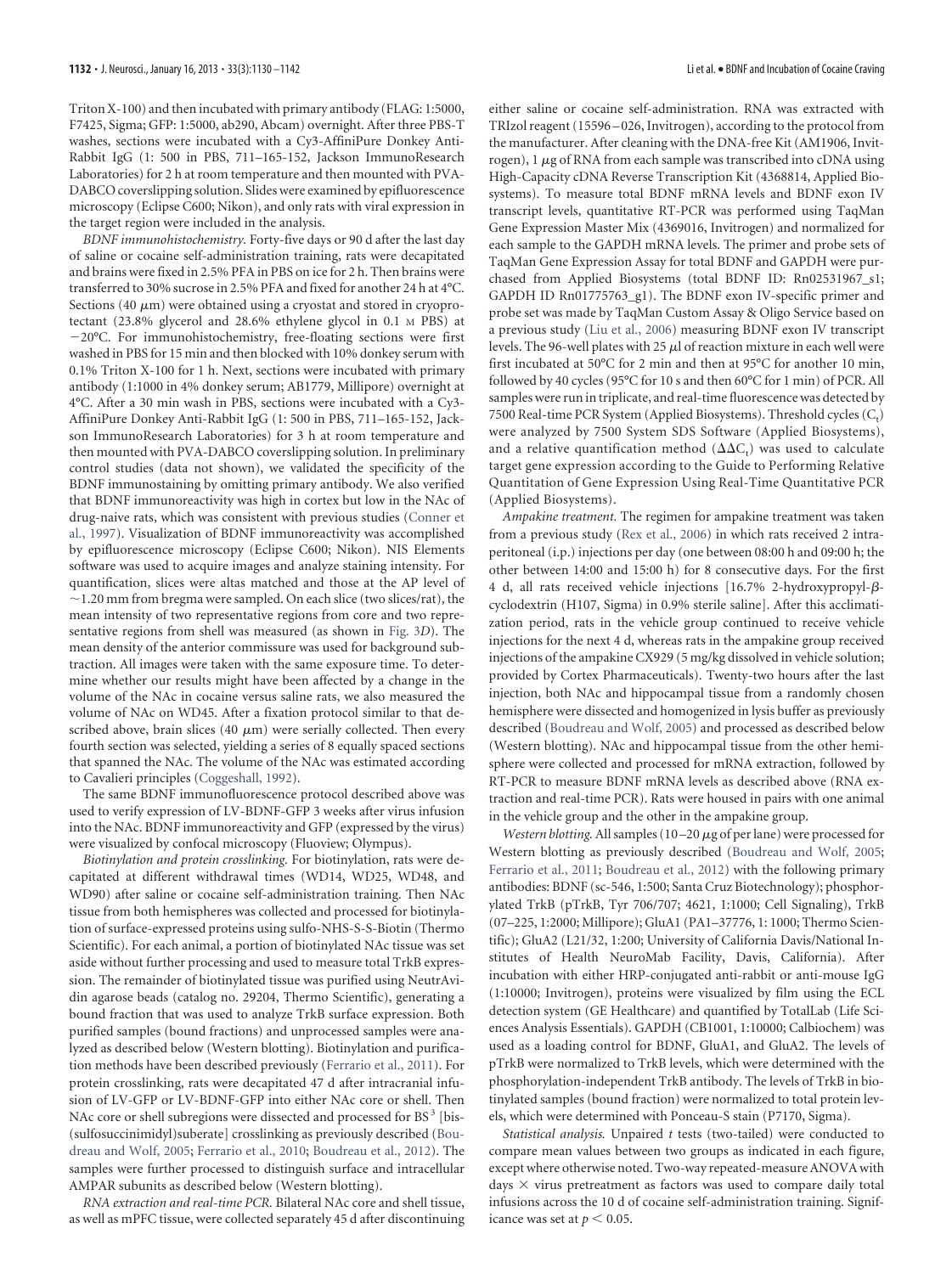Triton X-100) and then incubated with primary antibody (FLAG: 1:5000, F7425, Sigma; GFP: 1:5000, ab290, Abcam) overnight. After three PBS-T washes, sections were incubated with a Cy3-AffiniPure Donkey Anti-Rabbit IgG (1: 500 in PBS, 711–165-152, Jackson ImmunoResearch Laboratories) for 2 h at room temperature and then mounted with PVA-DABCO coverslipping solution. Slides were examined by epifluorescence microscopy (Eclipse C600; Nikon), and only rats with viral expression in the target region were included in the analysis.

*BDNF immunohistochemistry.* Forty-five days or 90 d after the last day of saline or cocaine self-administration training, rats were decapitated and brains were fixed in 2.5% PFA in PBS on ice for 2 h. Then brains were transferred to 30% sucrose in 2.5% PFA and fixed for another 24 h at 4°C. Sections (40 μm) were obtained using a cryostat and stored in cryoprotectant (23.8% glycerol and 28.6% ethylene glycol in 0.1 M PBS) at −20°C. For immunohistochemistry, free-floating sections were first washed in PBS for 15 min and then blocked with 10% donkey serum with 0.1% Triton X-100 for 1 h. Next, sections were incubated with primary antibody (1:1000 in 4% donkey serum; AB1779, Millipore) overnight at 4°C. After a 30 min wash in PBS, sections were incubated with a Cy3-AffiniPure Donkey Anti-Rabbit IgG (1: 500 in PBS, 711–165-152, Jackson ImmunoResearch Laboratories) for 3 h at room temperature and then mounted with PVA-DABCO coverslipping solution. In preliminary control studies (data not shown), we validated the specificity of the BDNF immunostaining by omitting primary antibody. We also verified that BDNF immunoreactivity was high in cortex but low in the NAc of drug-naive rats, which was consistent with previous studies (Conner et al., 1997). Visualization of BDNF immunoreactivity was accomplished by epifluorescence microscopy (Eclipse C600; Nikon). NIS Elements software was used to acquire images and analyze staining intensity. For quantification, slices were altas matched and those at the AP level of ∼1.20 mm from bregma were sampled. On each slice (two slices/rat), the mean intensity of two representative regions from core and two representative regions from shell was measured (as shown in Fig. 3*D*). The mean density of the anterior commissure was used for background subtraction. All images were taken with the same exposure time. To determine whether our results might have been affected by a change in the volume of the NAc in cocaine versus saline rats, we also measured the volume of NAc on WD45. After a fixation protocol similar to that described above, brain slices (40 μm) were serially collected. Then every fourth section was selected, yielding a series of 8 equally spaced sections that spanned the NAc. The volume of the NAc was estimated according to Cavalieri principles (Coggeshall, 1992).

The same BDNF immunofluorescence protocol described above was used to verify expression of LV-BDNF-GFP 3 weeks after virus infusion into the NAc. BDNF immunoreactivity and GFP (expressed by the virus) were visualized by confocal microscopy (Fluoview; Olympus).

*Biotinylation and protein crosslinking.* For biotinylation, rats were decapitated at different withdrawal times (WD14, WD25, WD48, and WD90) after saline or cocaine self-administration training. Then NAc tissue from both hemispheres was collected and processed for biotinylation of surface-expressed proteins using sulfo-NHS-S-S-Biotin (Thermo Scientific). For each animal, a portion of biotinylated NAc tissue was set aside without further processing and used to measure total TrkB expression. The remainder of biotinylated tissue was purified using NeutrAvidin agarose beads (catalog no. 29204, Thermo Scientific), generating a bound fraction that was used to analyze TrkB surface expression. Both purified samples (bound fractions) and unprocessed samples were analyzed as described below (Western blotting). Biotinylation and purification methods have been described previously (Ferrario et al., 2011). For protein crosslinking, rats were decapitated 47 d after intracranial infusion of LV-GFP or LV-BDNF-GFP into either NAc core or shell. Then NAc core or shell subregions were dissected and processed for $BS^3$ [bis-(sulfosuccinimidyl)suberate] crosslinking as previously described (Boudreau and Wolf, 2005; Ferrario et al., 2010; Boudreau et al., 2012). The samples were further processed to distinguish surface and intracellular AMPAR subunits as described below (Western blotting).

*RNA extraction and real-time PCR.* Bilateral NAc core and shell tissue, as well as mPFC tissue, were collected separately 45 d after discontinuing either saline or cocaine self-administration. RNA was extracted with TRIzol reagent (15596–026, Invitrogen), according to the protocol from the manufacturer. After cleaning with the DNA-free Kit (AM1906, Invitrogen), 1 μg of RNA from each sample was transcribed into cDNA using High-Capacity cDNA Reverse Transcription Kit (4368814, Applied Biosystems). To measure total BDNF mRNA levels and BDNF exon IV transcript levels, quantitative RT-PCR was performed using TaqMan Gene Expression Master Mix (4369016, Invitrogen) and normalized for each sample to the GAPDH mRNA levels. The primer and probe sets of TaqMan Gene Expression Assay for total BDNF and GAPDH were purchased from Applied Biosystems (total BDNF ID: Rn02531967_s1; GAPDH ID Rn01775763_g1). The BDNF exon IV-specific primer and probe set was made by TaqMan Custom Assay & Oligo Service based on a previous study (Liu et al., 2006) measuring BDNF exon IV transcript levels. The 96-well plates with 25 μl of reaction mixture in each well were first incubated at 50°C for 2 min and then at 95°C for another 10 min, followed by 40 cycles (95°C for 10 s and then 60°C for 1 min) of PCR. All samples were run in triplicate, and real-time fluorescence was detected by 7500 Real-time PCR System (Applied Biosystems). Threshold cycles ($C_t$) were analyzed by 7500 System SDS Software (Applied Biosystems), and a relative quantification method ($\Delta\Delta C_t$) was used to calculate target gene expression according to the Guide to Performing Relative Quantitation of Gene Expression Using Real-Time Quantitative PCR (Applied Biosystems).

*Ampakine treatment.* The regimen for ampakine treatment was taken from a previous study (Rex et al., 2006) in which rats received 2 intraperitoneal (i.p.) injections per day (one between 08:00 h and 09:00 h; the other between 14:00 and 15:00 h) for 8 consecutive days. For the first 4 d, all rats received vehicle injections [16.7% 2-hydroxypropyl-β-cyclodextrin (H107, Sigma) in 0.9% sterile saline]. After this acclimatization period, rats in the vehicle group continued to receive vehicle injections for the next 4 d, whereas rats in the ampakine group received injections of the ampakine CX929 (5 mg/kg dissolved in vehicle solution; provided by Cortex Pharmaceuticals). Twenty-two hours after the last injection, both NAc and hippocampal tissue from a randomly chosen hemisphere were dissected and homogenized in lysis buffer as previously described (Boudreau and Wolf, 2005) and processed as described below (Western blotting). NAc and hippocampal tissue from the other hemisphere were collected and processed for mRNA extraction, followed by RT-PCR to measure BDNF mRNA levels as described above (RNA extraction and real-time PCR). Rats were housed in pairs with one animal in the vehicle group and the other in the ampakine group.

*Western blotting.* All samples (10–20 μg of per lane) were processed for Western blotting as previously described (Boudreau and Wolf, 2005; Ferrario et al., 2011; Boudreau et al., 2012) with the following primary antibodies: BDNF (sc-546, 1:500; Santa Cruz Biotechnology); phosphorylated TrkB (pTrkB, Tyr 706/707; 4621, 1:1000; Cell Signaling), TrkB (07–225, 1:2000; Millipore); GluA1 (PA1–37776, 1: 1000; Thermo Scientific); GluA2 (L21/32, 1:200; University of California Davis/National Institutes of Health NeuroMab Facility, Davis, California). After incubation with either HRP-conjugated anti-rabbit or anti-mouse IgG (1:10000; Invitrogen), proteins were visualized by film using the ECL detection system (GE Healthcare) and quantified by TotalLab (Life Sciences Analysis Essentials). GAPDH (CB1001, 1:10000; Calbiochem) was used as a loading control for BDNF, GluA1, and GluA2. The levels of pTrkB were normalized to TrkB levels, which were determined with the phosphorylation-independent TrkB antibody. The levels of TrkB in biotinylated samples (bound fraction) were normalized to total protein levels, which were determined with Ponceau-S stain (P7170, Sigma).

*Statistical analysis.* Unpaired *t* tests (two-tailed) were conducted to compare mean values between two groups as indicated in each figure, except where otherwise noted. Two-way repeated-measure ANOVA with days × virus pretreatment as factors was used to compare daily total infusions across the 10 d of cocaine self-administration training. Significance was set at $p < 0.05$.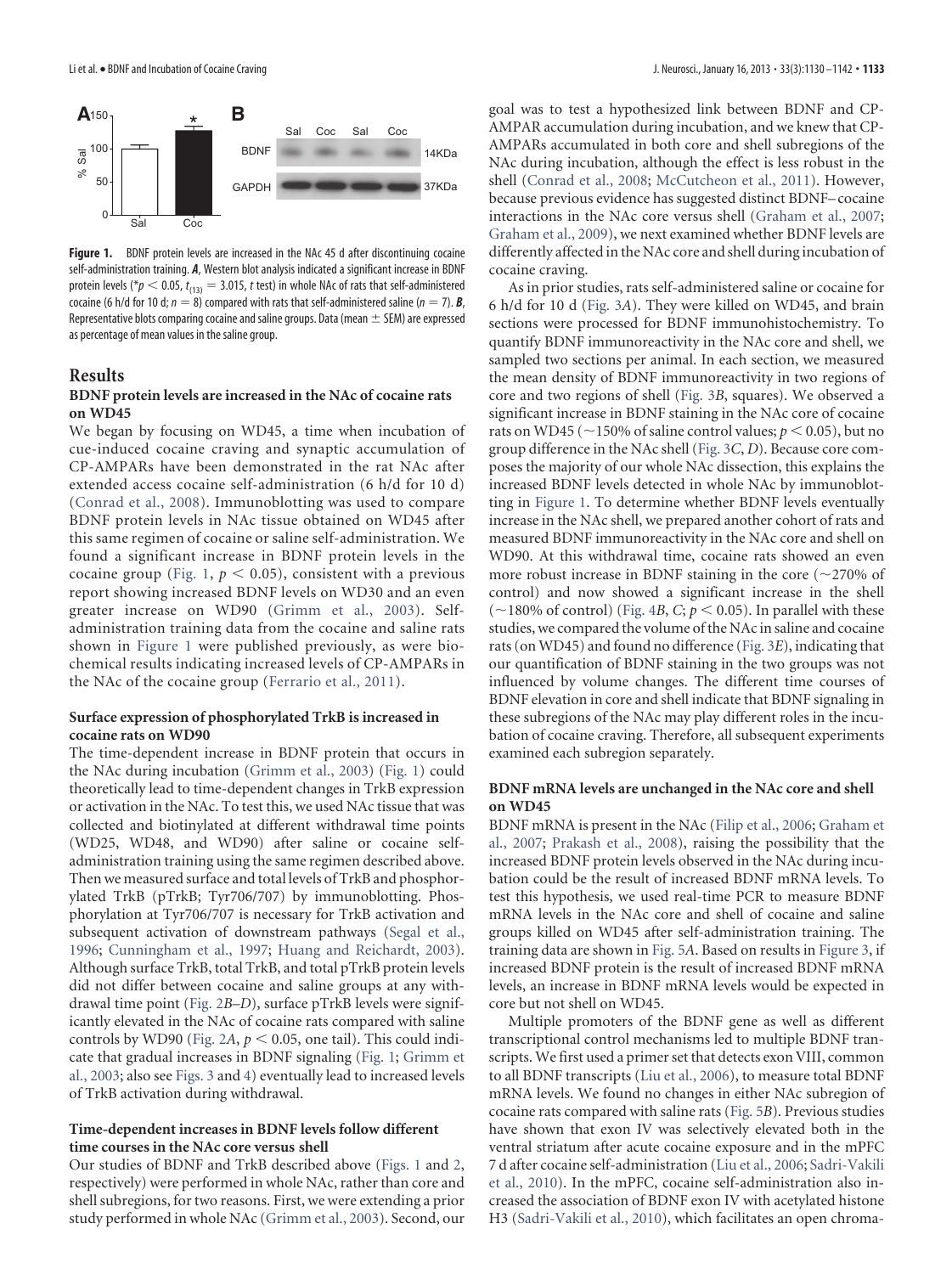**Figure 1.** BDNF protein levels are increased in the NAc 45 d after discontinuing cocaine self-administration training. ***A***, Western blot analysis indicated a significant increase in BDNF protein levels (*$p < 0.05$, $t_{(13)} = 3.015$, *t* test) in whole NAc of rats that self-administered cocaine (6 h/d for 10 d; $n = 8$) compared with rats that self-administered saline ($n = 7$). ***B***, Representative blots comparing cocaine and saline groups. Data (mean ± SEM) are expressed as percentage of mean values in the saline group.

## Results

### BDNF protein levels are increased in the NAc of cocaine rats on WD45

We began by focusing on WD45, a time when incubation of cue-induced cocaine craving and synaptic accumulation of CP-AMPARs have been demonstrated in the rat NAc after extended access cocaine self-administration (6 h/d for 10 d) (Conrad et al., 2008). Immunoblotting was used to compare BDNF protein levels in NAc tissue obtained on WD45 after this same regimen of cocaine or saline self-administration. We found a significant increase in BDNF protein levels in the cocaine group (Fig. 1, $p < 0.05$), consistent with a previous report showing increased BDNF levels on WD30 and an even greater increase on WD90 (Grimm et al., 2003). Self-administration training data from the cocaine and saline rats shown in Figure 1 were published previously, as were biochemical results indicating increased levels of CP-AMPARs in the NAc of the cocaine group (Ferrario et al., 2011).

### Surface expression of phosphorylated TrkB is increased in cocaine rats on WD90

The time-dependent increase in BDNF protein that occurs in the NAc during incubation (Grimm et al., 2003) (Fig. 1) could theoretically lead to time-dependent changes in TrkB expression or activation in the NAc. To test this, we used NAc tissue that was collected and biotinylated at different withdrawal time points (WD25, WD48, and WD90) after saline or cocaine self-administration training using the same regimen described above. Then we measured surface and total levels of TrkB and phosphorylated TrkB (pTrkB; Tyr706/707) by immunoblotting. Phosphorylation at Tyr706/707 is necessary for TrkB activation and subsequent activation of downstream pathways (Segal et al., 1996; Cunningham et al., 1997; Huang and Reichardt, 2003). Although surface TrkB, total TrkB, and total pTrkB protein levels did not differ between cocaine and saline groups at any withdrawal time point (Fig. 2*B–D*), surface pTrkB levels were significantly elevated in the NAc of cocaine rats compared with saline controls by WD90 (Fig. 2*A*, $p < 0.05$, one tail). This could indicate that gradual increases in BDNF signaling (Fig. 1; Grimm et al., 2003; also see Figs. 3 and 4) eventually lead to increased levels of TrkB activation during withdrawal.

### Time-dependent increases in BDNF levels follow different time courses in the NAc core versus shell

Our studies of BDNF and TrkB described above (Figs. 1 and 2, respectively) were performed in whole NAc, rather than core and shell subregions, for two reasons. First, we were extending a prior study performed in whole NAc (Grimm et al., 2003). Second, our goal was to test a hypothesized link between BDNF and CP-AMPAR accumulation during incubation, and we knew that CP-AMPARs accumulated in both core and shell subregions of the NAc during incubation, although the effect is less robust in the shell (Conrad et al., 2008; McCutcheon et al., 2011). However, because previous evidence has suggested distinct BDNF–cocaine interactions in the NAc core versus shell (Graham et al., 2007; Graham et al., 2009), we next examined whether BDNF levels are differently affected in the NAc core and shell during incubation of cocaine craving.

As in prior studies, rats self-administered saline or cocaine for 6 h/d for 10 d (Fig. 3*A*). They were killed on WD45, and brain sections were processed for BDNF immunohistochemistry. To quantify BDNF immunoreactivity in the NAc core and shell, we sampled two sections per animal. In each section, we measured the mean density of BDNF immunoreactivity in two regions of core and two regions of shell (Fig. 3*B*, squares). We observed a significant increase in BDNF staining in the NAc core of cocaine rats on WD45 (~150% of saline control values; $p < 0.05$), but no group difference in the NAc shell (Fig. 3*C*, *D*). Because core composes the majority of our whole NAc dissection, this explains the increased BDNF levels detected in whole NAc by immunoblotting in Figure 1. To determine whether BDNF levels eventually increase in the NAc shell, we prepared another cohort of rats and measured BDNF immunoreactivity in the NAc core and shell on WD90. At this withdrawal time, cocaine rats showed an even more robust increase in BDNF staining in the core (~270% of control) and now showed a significant increase in the shell (~180% of control) (Fig. 4*B*, *C*; $p < 0.05$). In parallel with these studies, we compared the volume of the NAc in saline and cocaine rats (on WD45) and found no difference (Fig. 3*E*), indicating that our quantification of BDNF staining in the two groups was not influenced by volume changes. The different time courses of BDNF elevation in core and shell indicate that BDNF signaling in these subregions of the NAc may play different roles in the incubation of cocaine craving. Therefore, all subsequent experiments examined each subregion separately.

### BDNF mRNA levels are unchanged in the NAc core and shell on WD45

BDNF mRNA is present in the NAc (Filip et al., 2006; Graham et al., 2007; Prakash et al., 2008), raising the possibility that the increased BDNF protein levels observed in the NAc during incubation could be the result of increased BDNF mRNA levels. To test this hypothesis, we used real-time PCR to measure BDNF mRNA levels in the NAc core and shell of cocaine and saline groups killed on WD45 after self-administration training. The training data are shown in Fig. 5*A*. Based on results in Figure 3, if increased BDNF protein is the result of increased BDNF mRNA levels, an increase in BDNF mRNA levels would be expected in core but not shell on WD45.

Multiple promoters of the BDNF gene as well as different transcriptional control mechanisms led to multiple BDNF transcripts. We first used a primer set that detects exon VIII, common to all BDNF transcripts (Liu et al., 2006), to measure total BDNF mRNA levels. We found no changes in either NAc subregion of cocaine rats compared with saline rats (Fig. 5*B*). Previous studies have shown that exon IV was selectively elevated both in the ventral striatum after acute cocaine exposure and in the mPFC 7 d after cocaine self-administration (Liu et al., 2006; Sadri-Vakili et al., 2010). In the mPFC, cocaine self-administration also increased the association of BDNF exon IV with acetylated histone H3 (Sadri-Vakili et al., 2010), which facilitates an open chroma-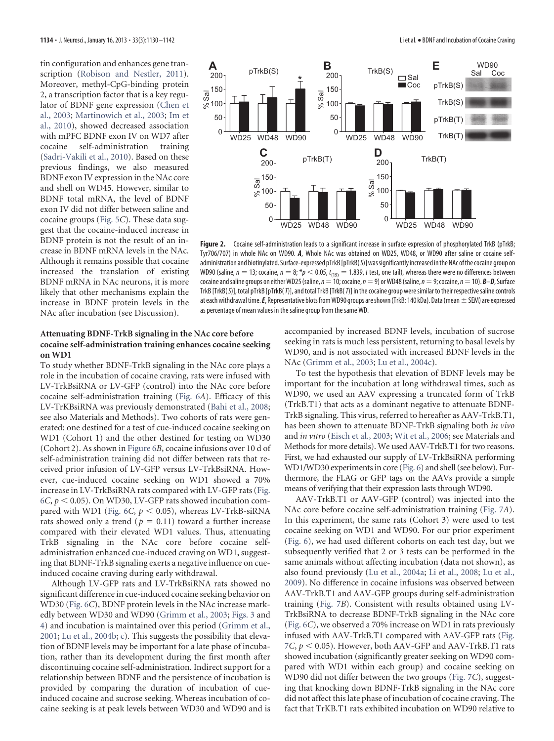tin configuration and enhances gene transcription (Robison and Nestler, 2011). Moreover, methyl-CpG-binding protein 2, a transcription factor that is a key regulator of BDNF gene expression (Chen et al., 2003; Martinowich et al., 2003; Im et al., 2010), showed decreased association with mPFC BDNF exon IV on WD7 after cocaine self-administration training (Sadri-Vakili et al., 2010). Based on these previous findings, we also measured BDNF exon IV expression in the NAc core and shell on WD45. However, similar to BDNF total mRNA, the level of BDNF exon IV did not differ between saline and cocaine groups (Fig. 5*C*). These data suggest that the cocaine-induced increase in BDNF protein is not the result of an increase in BDNF mRNA levels in the NAc. Although it remains possible that cocaine increased the translation of existing BDNF mRNA in NAc neurons, it is more likely that other mechanisms explain the increase in BDNF protein levels in the NAc after incubation (see Discussion).

**Figure 2.** Cocaine self-administration leads to a significant increase in surface expression of phosphorylated TrkB (pTrkB; Tyr706/707) in whole NAc on WD90. ***A***, Whole NAc was obtained on WD25, WD48, or WD90 after saline or cocaine self-administration and biotinylated. Surface-expressed pTrkB [pTrkB(*S*)] was significantly increased in the NAc of the cocaine group on WD90 (saline, $n = 13$; cocaine, $n = 8$; $^{*}p < 0.05$, $t_{(19)} = 1.839$, *t* test, one tail), whereas there were no differences between cocaine and saline groups on either WD25 (saline, $n = 10$; cocaine, $n = 9$) or WD48 (saline, $n = 9$; cocaine, $n = 10$). ***B–D***, Surface TrkB [TrkB(*S*)], total pTrkB [pTrkB(*T*)], and total TrkB [TrkB(*T*)] in the cocaine group were similar to their respective saline controls at each withdrawal time. ***E***, Representative blots from WD90 groups are shown (TrkB: 140 kDa). Data (mean ± SEM) are expressed as percentage of mean values in the saline group from the same WD.

### Attenuating BDNF-TrkB signaling in the NAc core before cocaine self-administration training enhances cocaine seeking on WD1

To study whether BDNF-TrkB signaling in the NAc core plays a role in the incubation of cocaine craving, rats were infused with LV-TrkBsiRNA or LV-GFP (control) into the NAc core before cocaine self-administration training (Fig. 6*A*). Efficacy of this LV-TrKBsiRNA was previously demonstrated (Bahi et al., 2008; see also Materials and Methods). Two cohorts of rats were generated: one destined for a test of cue-induced cocaine seeking on WD1 (Cohort 1) and the other destined for testing on WD30 (Cohort 2). As shown in Figure 6*B*, cocaine infusions over 10 d of self-administration training did not differ between rats that received prior infusion of LV-GFP versus LV-TrkBsiRNA. However, cue-induced cocaine seeking on WD1 showed a 70% increase in LV-TrkBsiRNA rats compared with LV-GFP rats (Fig. 6*C*, $p < 0.05$). On WD30, LV-GFP rats showed incubation compared with WD1 (Fig. 6*C*, $p < 0.05$), whereas LV-TrkB-siRNA rats showed only a trend ($p = 0.11$) toward a further increase compared with their elevated WD1 values. Thus, attenuating TrkB signaling in the NAc core before cocaine self-administration enhanced cue-induced craving on WD1, suggesting that BDNF-TrkB signaling exerts a negative influence on cue-induced cocaine craving during early withdrawal.

Although LV-GFP rats and LV-TrkBsiRNA rats showed no significant difference in cue-induced cocaine seeking behavior on WD30 (Fig. 6*C*), BDNF protein levels in the NAc increase markedly between WD30 and WD90 (Grimm et al., 2003; Figs. 3 and 4) and incubation is maintained over this period (Grimm et al., 2001; Lu et al., 2004b; c). This suggests the possibility that elevation of BDNF levels may be important for a late phase of incubation, rather than its development during the first month after discontinuing cocaine self-administration. Indirect support for a relationship between BDNF and the persistence of incubation is provided by comparing the duration of incubation of cue-induced cocaine and sucrose seeking. Whereas incubation of cocaine seeking is at peak levels between WD30 and WD90 and is accompanied by increased BDNF levels, incubation of sucrose seeking in rats is much less persistent, returning to basal levels by WD90, and is not associated with increased BDNF levels in the NAc (Grimm et al., 2003; Lu et al., 2004c).

To test the hypothesis that elevation of BDNF levels may be important for the incubation at long withdrawal times, such as WD90, we used an AAV expressing a truncated form of TrkB (TrkB.T1) that acts as a dominant negative to attenuate BDNF-TrkB signaling. This virus, referred to hereafter as AAV-TrkB.T1, has been shown to attenuate BDNF-TrkB signaling both *in vivo* and *in vitro* (Eisch et al., 2003; Wit et al., 2006; see Materials and Methods for more details). We used AAV-TrkB.T1 for two reasons. First, we had exhausted our supply of LV-TrkBsiRNA performing WD1/WD30 experiments in core (Fig. 6) and shell (see below). Furthermore, the FLAG or GFP tags on the AAVs provide a simple means of verifying that their expression lasts through WD90.

AAV-TrkB.T1 or AAV-GFP (control) was injected into the NAc core before cocaine self-administration training (Fig. 7*A*). In this experiment, the same rats (Cohort 3) were used to test cocaine seeking on WD1 and WD90. For our prior experiment (Fig. 6), we had used different cohorts on each test day, but we subsequently verified that 2 or 3 tests can be performed in the same animals without affecting incubation (data not shown), as also found previously (Lu et al., 2004a; Li et al., 2008; Lu et al., 2009). No difference in cocaine infusions was observed between AAV-TrkB.T1 and AAV-GFP groups during self-administration training (Fig. 7*B*). Consistent with results obtained using LV-TrkBsiRNA to decrease BDNF-TrkB signaling in the NAc core (Fig. 6*C*), we observed a 70% increase on WD1 in rats previously infused with AAV-TrkB.T1 compared with AAV-GFP rats (Fig. 7*C*, $p < 0.05$). However, both AAV-GFP and AAV-TrkB.T1 rats showed incubation (significantly greater seeking on WD90 compared with WD1 within each group) and cocaine seeking on WD90 did not differ between the two groups (Fig. 7*C*), suggesting that knocking down BDNF-TrkB signaling in the NAc core did not affect this late phase of incubation of cocaine craving. The fact that TrKB.T1 rats exhibited incubation on WD90 relative to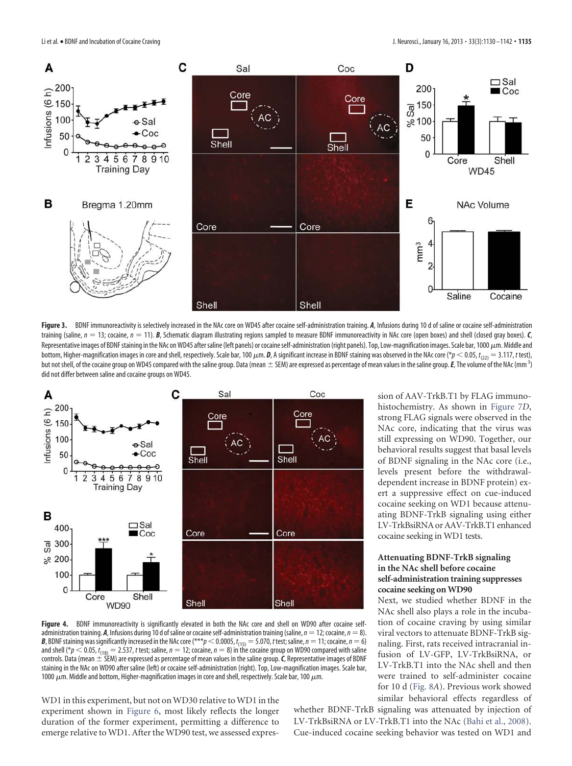**Figure 3.** BDNF immunoreactivity is selectively increased in the NAc core on WD45 after cocaine self-administration training. ***A***, Infusions during 10 d of saline or cocaine self-administration training (saline, $n = 13$; cocaine, $n = 11$). ***B***, Schematic diagram illustrating regions sampled to measure BDNF immunoreactivity in NAc core (open boxes) and shell (closed gray boxes). ***C***, Representative images of BDNF staining in the NAc on WD45 after saline (left panels) or cocaine self-administration (right panels). Top, Low-magnification images. Scale bar, 1000 $\mu$m. Middle and bottom, Higher-magnification images in core and shell, respectively. Scale bar, 100 $\mu$m. ***D***, A significant increase in BDNF staining was observed in the NAc core (* $p < 0.05$, $t_{(22)} = 3.117$, $t$ test), but not shell, of the cocaine group on WD45 compared with the saline group. Data (mean ± SEM) are expressed as percentage of mean values in the saline group. ***E***, The volume of the NAc (mm$^3$) did not differ between saline and cocaine groups on WD45.

**Figure 4.** BDNF immunoreactivity is significantly elevated in both the NAc core and shell on WD90 after cocaine self-administration training. ***A***, Infusions during 10 d of saline or cocaine self-administration training (saline, $n = 12$; cocaine, $n = 8$). ***B***, BDNF staining was significantly increased in the NAc core (*** $p < 0.0005$, $t_{(15)} = 5.070$, $t$ test; saline, $n = 11$; cocaine, $n = 6$) and shell (* $p < 0.05$, $t_{(18)} = 2.537$, $t$ test; saline, $n = 12$; cocaine, $n = 8$) in the cocaine group on WD90 compared with saline controls. Data (mean ± SEM) are expressed as percentage of mean values in the saline group. ***C***, Representative images of BDNF staining in the NAc on WD90 after saline (left) or cocaine self-administration (right). Top, Low-magnification images. Scale bar, 1000 $\mu$m. Middle and bottom, Higher-magnification images in core and shell, respectively. Scale bar, 100 $\mu$m.

WD1 in this experiment, but not on WD30 relative to WD1 in the experiment shown in Figure 6, most likely reflects the longer duration of the former experiment, permitting a difference to emerge relative to WD1. After the WD90 test, we assessed expression of AAV-TrkB.T1 by FLAG immunohistochemistry. As shown in Figure 7*D*, strong FLAG signals were observed in the NAc core, indicating that the virus was still expressing on WD90. Together, our behavioral results suggest that basal levels of BDNF signaling in the NAc core (i.e., levels present before the withdrawal-dependent increase in BDNF protein) exert a suppressive effect on cue-induced cocaine seeking on WD1 because attenuating BDNF-TrkB signaling using either LV-TrkBsiRNA or AAV-TrkB.T1 enhanced cocaine seeking in WD1 tests.

### Attenuating BDNF-TrkB signaling in the NAc shell before cocaine self-administration training suppresses cocaine seeking on WD90

Next, we studied whether BDNF in the NAc shell also plays a role in the incubation of cocaine craving by using similar viral vectors to attenuate BDNF-TrkB signaling. First, rats received intracranial infusion of LV-GFP, LV-TrkBsiRNA, or LV-TrkB.T1 into the NAc shell and then were trained to self-administer cocaine for 10 d (Fig. 8*A*). Previous work showed similar behavioral effects regardless of whether BDNF-TrkB signaling was attenuated by injection of LV-TrkBsiRNA or LV-TrkB.T1 into the NAc (Bahi et al., 2008). Cue-induced cocaine seeking behavior was tested on WD1 and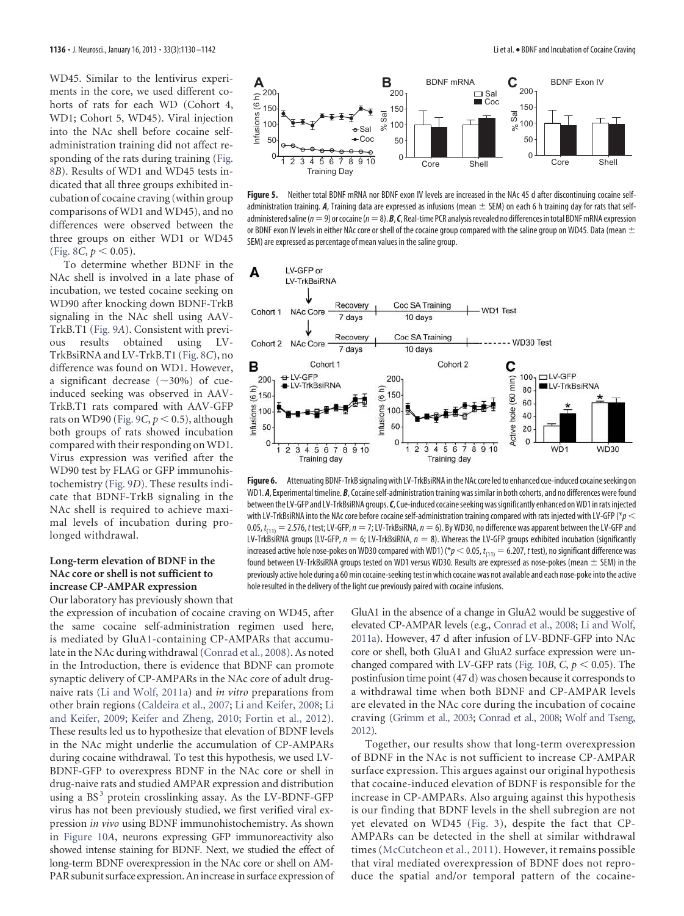WD45. Similar to the lentivirus experiments in the core, we used different cohorts of rats for each WD (Cohort 4, WD1; Cohort 5, WD45). Viral injection into the NAc shell before cocaine self-administration training did not affect responding of the rats during training (Fig. 8*B*). Results of WD1 and WD45 tests indicated that all three groups exhibited incubation of cocaine craving (within group comparisons of WD1 and WD45), and no differences were observed between the three groups on either WD1 or WD45 (Fig. 8*C*, $p < 0.05$).

To determine whether BDNF in the NAc shell is involved in a late phase of incubation, we tested cocaine seeking on WD90 after knocking down BDNF-TrkB signaling in the NAc shell using AAV-TrkB.T1 (Fig. 9*A*). Consistent with previous results obtained using LV-TrkBsiRNA and LV-TrkB.T1 (Fig. 8*C*), no difference was found on WD1. However, a significant decrease (~30%) of cue-induced seeking was observed in AAV-TrkB.T1 rats compared with AAV-GFP rats on WD90 (Fig. 9*C*, $p < 0.5$), although both groups of rats showed incubation compared with their responding on WD1. Virus expression was verified after the WD90 test by FLAG or GFP immunohistochemistry (Fig. 9*D*). These results indicate that BDNF-TrkB signaling in the NAc shell is required to achieve maximal levels of incubation during prolonged withdrawal.

### Long-term elevation of BDNF in the NAc core or shell is not sufficient to increase CP-AMPAR expression

Our laboratory has previously shown that the expression of incubation of cocaine craving on WD45, after the same cocaine self-administration regimen used here, is mediated by GluA1-containing CP-AMPARs that accumulate in the NAc during withdrawal (Conrad et al., 2008). As noted in the Introduction, there is evidence that BDNF can promote synaptic delivery of CP-AMPARs in the NAc core of adult drug-naive rats (Li and Wolf, 2011a) and *in vitro* preparations from other brain regions (Caldeira et al., 2007; Li and Keifer, 2008; Li and Keifer, 2009; Keifer and Zheng, 2010; Fortin et al., 2012). These results led us to hypothesize that elevation of BDNF levels in the NAc might underlie the accumulation of CP-AMPARs during cocaine withdrawal. To test this hypothesis, we used LV-BDNF-GFP to overexpress BDNF in the NAc core or shell in drug-naive rats and studied AMPAR expression and distribution using a $BS^3$ protein crosslinking assay. As the LV-BDNF-GFP virus has not been previously studied, we first verified viral expression *in vivo* using BDNF immunohistochemistry. As shown in Figure 10*A*, neurons expressing GFP immunoreactivity also showed intense staining for BDNF. Next, we studied the effect of long-term BDNF overexpression in the NAc core or shell on AMPAR subunit surface expression. An increase in surface expression of GluA1 in the absence of a change in GluA2 would be suggestive of elevated CP-AMPAR levels (e.g., Conrad et al., 2008; Li and Wolf, 2011a). However, 47 d after infusion of LV-BDNF-GFP into NAc core or shell, both GluA1 and GluA2 surface expression were unchanged compared with LV-GFP rats (Fig. 10*B*, *C*, $p < 0.05$). The postinfusion time point (47 d) was chosen because it corresponds to a withdrawal time when both BDNF and CP-AMPAR levels are elevated in the NAc core during the incubation of cocaine craving (Grimm et al., 2003; Conrad et al., 2008; Wolf and Tseng, 2012).

Together, our results show that long-term overexpression of BDNF in the NAc is not sufficient to increase CP-AMPAR surface expression. This argues against our original hypothesis that cocaine-induced elevation of BDNF is responsible for the increase in CP-AMPARs. Also arguing against this hypothesis is our finding that BDNF levels in the shell subregion are not yet elevated on WD45 (Fig. 3), despite the fact that CP-AMPARs can be detected in the shell at similar withdrawal times (McCutcheon et al., 2011). However, it remains possible that viral mediated overexpression of BDNF does not reproduce the spatial and/or temporal pattern of the cocaine-

**Figure 5.** Neither total BDNF mRNA nor BDNF exon IV levels are increased in the NAc 45 d after discontinuing cocaine self-administration training. ***A***, Training data are expressed as infusions (mean ± SEM) on each 6 h training day for rats that self-administered saline ($n = 9$) or cocaine ($n = 8$). ***B***, ***C***, Real-time PCR analysis revealed no differences in total BDNF mRNA expression or BDNF exon IV levels in either NAc core or shell of the cocaine group compared with the saline group on WD45. Data (mean ± SEM) are expressed as percentage of mean values in the saline group.

**Figure 6.** Attenuating BDNF-TrkB signaling with LV-TrkBsiRNA in the NAc core led to enhanced cue-induced cocaine seeking on WD1. ***A***, Experimental timeline. ***B***, Cocaine self-administration training was similar in both cohorts, and no differences were found between the LV-GFP and LV-TrkBsiRNA groups. ***C***, Cue-induced cocaine seeking was significantly enhanced on WD1 in rats injected with LV-TrkBsiRNA into the NAc core before cocaine self-administration training compared with rats injected with LV-GFP (*$p < 0.05$, $t_{(11)} = 2.576$, *t* test; LV-GFP, $n = 7$; LV-TrkBsiRNA, $n = 6$). By WD30, no difference was apparent between the LV-GFP and LV-TrkBsiRNA groups (LV-GFP, $n = 6$; LV-TrkBsiRNA, $n = 8$). Whereas the LV-GFP groups exhibited incubation (significantly increased active hole nose-pokes on WD30 compared with WD1) (*$p < 0.05$, $t_{(11)} = 6.207$, *t* test), no significant difference was found between LV-TrkBsiRNA groups tested on WD1 versus WD30. Results are expressed as nose-pokes (mean ± SEM) in the previously active hole during a 60 min cocaine-seeking test in which cocaine was not available and each nose-poke into the active hole resulted in the delivery of the light cue previously paired with cocaine infusions.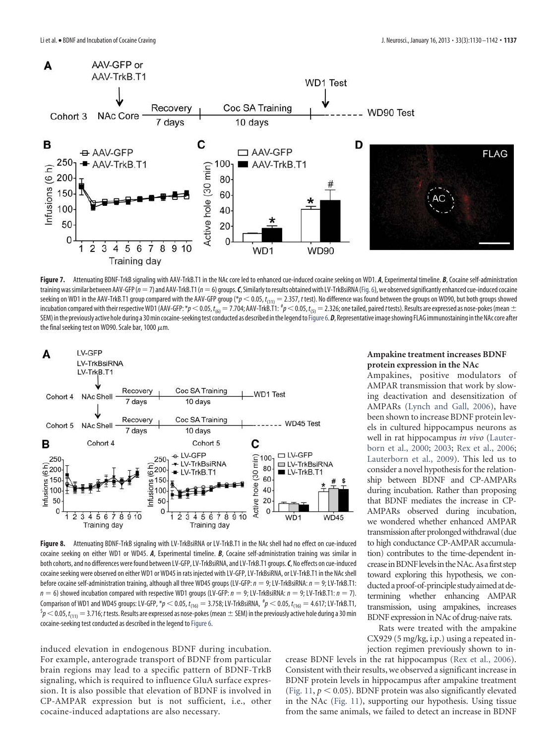**Figure 7.** Attenuating BDNF-TrkB signaling with AAV-TrkB.T1 in the NAc core led to enhanced cue-induced cocaine seeking on WD1. ***A***, Experimental timeline. ***B***, Cocaine self-administration training was similar between AAV-GFP ($n = 7$) and AAV-TrkB.T1 ($n = 6$) groups. ***C***, Similarly to results obtained with LV-TrkBsiRNA (Fig. 6), we observed significantly enhanced cue-induced cocaine seeking on WD1 in the AAV-TrkB.T1 group compared with the AAV-GFP group (*$p < 0.05$, $t_{(11)} = 2.357$, *t* test). No difference was found between the groups on WD90, but both groups showed incubation compared with their respective WD1 (AAV-GFP: *$p < 0.05$, $t_{(6)} = 7.704$; AAV-TrkB.T1: #$p < 0.05$, $t_{(5)} = 2.326$; one tailed, paired *t* tests). Results are expressed as nose-pokes (mean ± SEM) in the previously active hole during a 30 min cocaine-seeking test conducted as described in the legend to Figure 6. ***D***, Representative image showing FLAG immunostaining in the NAc core after the final seeking test on WD90. Scale bar, 1000 μm.

**Figure 8.** Attenuating BDNF-TrkB signaling with LV-TrkBsiRNA or LV-TrkB.T1 in the NAc shell had no effect on cue-induced cocaine seeking on either WD1 or WD45. ***A***, Experimental timeline. ***B***, Cocaine self-administration training was similar in both cohorts, and no differences were found between LV-GFP, LV-TrkBsiRNA, and LV-TrkB.T1 groups. ***C***, No effects on cue-induced cocaine seeking were observed on either WD1 or WD45 in rats injected with LV-GFP, LV-TrkBsiRNA, or LV-TrkB.T1 in the NAc shell before cocaine self-administration training, although all three WD45 groups (LV-GFP: $n = 9$; LV-TrkBsiRNA: $n = 9$; LV-TrkB.T1: $n = 6$) showed incubation compared with respective WD1 groups (LV-GFP: $n = 9$; LV-TrkBsiRNA: $n = 9$; LV-TrkB.T1: $n = 7$). Comparison of WD1 and WD45 groups: LV-GFP, *$p < 0.05$, $t_{(16)} = 3.758$; LV-TrkBsiRNA, #$p < 0.05$, $t_{(16)} = 4.617$; LV-TrkB.T1, \$$p < 0.05$, $t_{(11)} = 3.716$; *t* tests. Results are expressed as nose-pokes (mean ± SEM) in the previously active hole during a 30 min cocaine-seeking test conducted as described in the legend to Figure 6.

induced elevation in endogenous BDNF during incubation. For example, anterograde transport of BDNF from particular brain regions may lead to a specific pattern of BDNF-TrkB signaling, which is required to influence GluA surface expression. It is also possible that elevation of BDNF is involved in CP-AMPAR expression but is not sufficient, i.e., other cocaine-induced adaptations are also necessary.

### Ampakine treatment increases BDNF protein expression in the NAc

Ampakines, positive modulators of AMPAR transmission that work by slowing deactivation and desensitization of AMPARs (Lynch and Gall, 2006), have been shown to increase BDNF protein levels in cultured hippocampus neurons as well in rat hippocampus *in vivo* (Lauterborn et al., 2000; 2003; Rex et al., 2006; Lauterborn et al., 2009). This led us to consider a novel hypothesis for the relationship between BDNF and CP-AMPARs during incubation. Rather than proposing that BDNF mediates the increase in CP-AMPARs observed during incubation, we wondered whether enhanced AMPAR transmission after prolonged withdrawal (due to high conductance CP-AMPAR accumulation) contributes to the time-dependent increase in BDNF levels in the NAc. As a first step toward exploring this hypothesis, we conducted a proof-of-principle study aimed at determining whether enhancing AMPAR transmission, using ampakines, increases BDNF expression in NAc of drug-naive rats.

Rats were treated with the ampakine CX929 (5 mg/kg, i.p.) using a repeated injection regimen previously shown to increase BDNF levels in the rat hippocampus (Rex et al., 2006). Consistent with their results, we observed a significant increase in BDNF protein levels in hippocampus after ampakine treatment (Fig. 11, $p < 0.05$). BDNF protein was also significantly elevated in the NAc (Fig. 11), supporting our hypothesis. Using tissue from the same animals, we failed to detect an increase in BDNF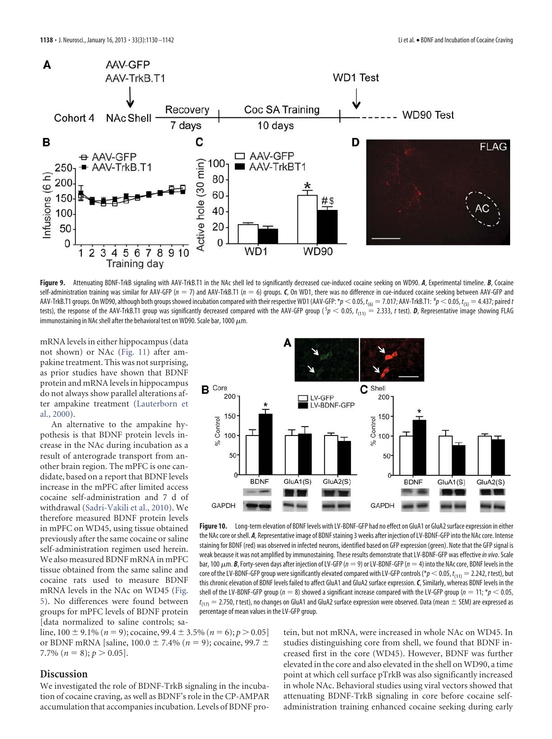**Figure 9.** Attenuating BDNF-TrkB signaling with AAV-TrkB.T1 in the NAc shell led to significantly decreased cue-induced cocaine seeking on WD90. ***A***, Experimental timeline. ***B***, Cocaine self-administration training was similar for AAV-GFP ($n = 7$) and AAV-TrkB.T1 ($n = 6$) groups. ***C***, On WD1, there was no difference in cue-induced cocaine seeking between AAV-GFP and AAV-TrkB.T1 groups. On WD90, although both groups showed incubation compared with their respective WD1 (AAV-GFP: $*p < 0.05$, $t_{(6)} = 7.017$; AAV-TrkB.T1: $^{\#}p < 0.05$, $t_{(5)} = 4.437$; paired $t$ tests), the response of the AAV-TrkB.T1 group was significantly decreased compared with the AAV-GFP group ($^{\$}p < 0.05$, $t_{(11)} = 2.333$, $t$ test). ***D***, Representative image showing FLAG immunostaining in NAc shell after the behavioral test on WD90. Scale bar, 1000 μm.

mRNA levels in either hippocampus (data not shown) or NAc (Fig. 11) after ampakine treatment. This was not surprising, as prior studies have shown that BDNF protein and mRNA levels in hippocampus do not always show parallel alterations after ampakine treatment (Lauterborn et al., 2000).

An alternative to the ampakine hypothesis is that BDNF protein levels increase in the NAc during incubation as a result of anterograde transport from another brain region. The mPFC is one candidate, based on a report that BDNF levels increase in the mPFC after limited access cocaine self-administration and 7 d of withdrawal (Sadri-Vakili et al., 2010). We therefore measured BDNF protein levels in mPFC on WD45, using tissue obtained previously after the same cocaine or saline self-administration regimen used herein. We also measured BDNF mRNA in mPFC tissue obtained from the same saline and cocaine rats used to measure BDNF mRNA levels in the NAc on WD45 (Fig. 5). No differences were found between groups for mPFC levels of BDNF protein [data normalized to saline controls; saline, 100 ± 9.1% ($n = 9$); cocaine, 99.4 ± 3.5% ($n = 6$); $p > 0.05$] or BDNF mRNA [saline, 100.0 ± 7.4% ($n = 9$); cocaine, 99.7 ± 7.7% ($n = 8$); $p > 0.05$].

**Figure 10.** Long-term elevation of BDNF levels with LV-BDNF-GFP had no effect on GluA1 or GluA2 surface expression in either the NAc core or shell. ***A***, Representative image of BDNF staining 3 weeks after injection of LV-BDNF-GFP into the NAc core. Intense staining for BDNF (red) was observed in infected neurons, identified based on GFP expression (green). Note that the GFP signal is weak because it was not amplified by immunostaining. These results demonstrate that LV-BDNF-GFP was effective *in vivo*. Scale bar, 100 μm. ***B***, Forty-seven days after injection of LV-GFP ($n = 9$) or LV-BDNF-GFP ($n = 4$) into the NAc core, BDNF levels in the core of the LV-BDNF-GFP group were significantly elevated compared with LV-GFP controls ($*p < 0.05$, $t_{(11)} = 2.242$, $t$ test), but this chronic elevation of BDNF levels failed to affect GluA1 and GluA2 surface expression. ***C***, Similarly, whereas BDNF levels in the shell of the LV-BDNF-GFP group ($n = 8$) showed a significant increase compared with the LV-GFP group ($n = 11$; $*p < 0.05$, $t_{(17)} = 2.750$, $t$ test), no changes on GluA1 and GluA2 surface expression were observed. Data (mean ± SEM) are expressed as percentage of mean values in the LV-GFP group.

## Discussion

We investigated the role of BDNF-TrkB signaling in the incubation of cocaine craving, as well as BDNF's role in the CP-AMPAR accumulation that accompanies incubation. Levels of BDNF protein, but not mRNA, were increased in whole NAc on WD45. In studies distinguishing core from shell, we found that BDNF increased first in the core (WD45). However, BDNF was further elevated in the core and also elevated in the shell on WD90, a time point at which cell surface pTrkB was also significantly increased in whole NAc. Behavioral studies using viral vectors showed that attenuating BDNF-TrkB signaling in core before cocaine self-administration training enhanced cocaine seeking during early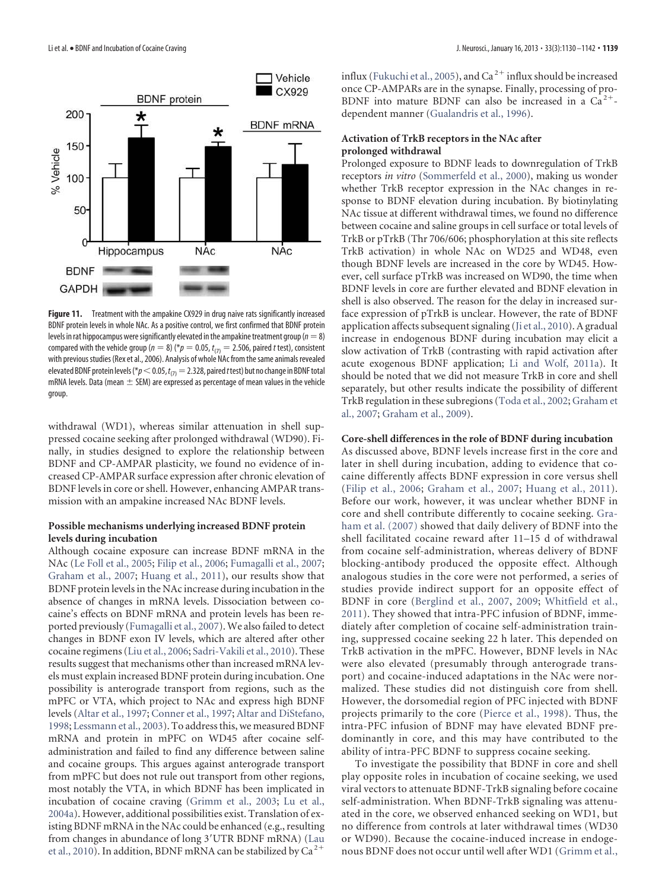**Figure 11.** Treatment with the ampakine CX929 in drug naive rats significantly increased BDNF protein levels in whole NAc. As a positive control, we first confirmed that BDNF protein levels in rat hippocampus were significantly elevated in the ampakine treatment group ($n = 8$) compared with the vehicle group ($n = 8$) (* $p = 0.05$, $t_{(7)} = 2.506$, paired $t$ test), consistent with previous studies (Rex et al., 2006). Analysis of whole NAc from the same animals revealed elevated BDNF protein levels (* $p < 0.05$, $t_{(7)} = 2.328$, paired $t$ test) but no change in BDNF total mRNA levels. Data (mean ± SEM) are expressed as percentage of mean values in the vehicle group.

withdrawal (WD1), whereas similar attenuation in shell suppressed cocaine seeking after prolonged withdrawal (WD90). Finally, in studies designed to explore the relationship between BDNF and CP-AMPAR plasticity, we found no evidence of increased CP-AMPAR surface expression after chronic elevation of BDNF levels in core or shell. However, enhancing AMPAR transmission with an ampakine increased NAc BDNF levels.

### Possible mechanisms underlying increased BDNF protein levels during incubation

Although cocaine exposure can increase BDNF mRNA in the NAc (Le Foll et al., 2005; Filip et al., 2006; Fumagalli et al., 2007; Graham et al., 2007; Huang et al., 2011), our results show that BDNF protein levels in the NAc increase during incubation in the absence of changes in mRNA levels. Dissociation between cocaine's effects on BDNF mRNA and protein levels has been reported previously (Fumagalli et al., 2007). We also failed to detect changes in BDNF exon IV levels, which are altered after other cocaine regimens (Liu et al., 2006; Sadri-Vakili et al., 2010). These results suggest that mechanisms other than increased mRNA levels must explain increased BDNF protein during incubation. One possibility is anterograde transport from regions, such as the mPFC or VTA, which project to NAc and express high BDNF levels (Altar et al., 1997; Conner et al., 1997; Altar and DiStefano, 1998; Lessmann et al., 2003). To address this, we measured BDNF mRNA and protein in mPFC on WD45 after cocaine self-administration and failed to find any difference between saline and cocaine groups. This argues against anterograde transport from mPFC but does not rule out transport from other regions, most notably the VTA, in which BDNF has been implicated in incubation of cocaine craving (Grimm et al., 2003; Lu et al., 2004a). However, additional possibilities exist. Translation of existing BDNF mRNA in the NAc could be enhanced (e.g., resulting from changes in abundance of long 3′UTR BDNF mRNA) (Lau et al., 2010). In addition, BDNF mRNA can be stabilized by $Ca^{2+}$ influx (Fukuchi et al., 2005), and $Ca^{2+}$ influx should be increased once CP-AMPARs are in the synapse. Finally, processing of pro-BDNF into mature BDNF can also be increased in a $Ca^{2+}$-dependent manner (Gualandris et al., 1996).

### Activation of TrkB receptors in the NAc after prolonged withdrawal

Prolonged exposure to BDNF leads to downregulation of TrkB receptors *in vitro* (Sommerfeld et al., 2000), making us wonder whether TrkB receptor expression in the NAc changes in response to BDNF elevation during incubation. By biotinylating NAc tissue at different withdrawal times, we found no difference between cocaine and saline groups in cell surface or total levels of TrkB or pTrkB (Thr 706/606; phosphorylation at this site reflects TrkB activation) in whole NAc on WD25 and WD48, even though BDNF levels are increased in the core by WD45. However, cell surface pTrkB was increased on WD90, the time when BDNF levels in core are further elevated and BDNF elevation in shell is also observed. The reason for the delay in increased surface expression of pTrkB is unclear. However, the rate of BDNF application affects subsequent signaling (Ji et al., 2010). A gradual increase in endogenous BDNF during incubation may elicit a slow activation of TrkB (contrasting with rapid activation after acute exogenous BDNF application; Li and Wolf, 2011a). It should be noted that we did not measure TrkB in core and shell separately, but other results indicate the possibility of different TrkB regulation in these subregions (Toda et al., 2002; Graham et al., 2007; Graham et al., 2009).

### Core-shell differences in the role of BDNF during incubation

As discussed above, BDNF levels increase first in the core and later in shell during incubation, adding to evidence that cocaine differently affects BDNF expression in core versus shell (Filip et al., 2006; Graham et al., 2007; Huang et al., 2011). Before our work, however, it was unclear whether BDNF in core and shell contribute differently to cocaine seeking. Graham et al. (2007) showed that daily delivery of BDNF into the shell facilitated cocaine reward after 11–15 d of withdrawal from cocaine self-administration, whereas delivery of BDNF blocking-antibody produced the opposite effect. Although analogous studies in the core were not performed, a series of studies provide indirect support for an opposite effect of BDNF in core (Berglind et al., 2007, 2009; Whitfield et al., 2011). They showed that intra-PFC infusion of BDNF, immediately after completion of cocaine self-administration training, suppressed cocaine seeking 22 h later. This depended on TrkB activation in the mPFC. However, BDNF levels in NAc were also elevated (presumably through anterograde transport) and cocaine-induced adaptations in the NAc were normalized. These studies did not distinguish core from shell. However, the dorsomedial region of PFC injected with BDNF projects primarily to the core (Pierce et al., 1998). Thus, the intra-PFC infusion of BDNF may have elevated BDNF predominantly in core, and this may have contributed to the ability of intra-PFC BDNF to suppress cocaine seeking.

To investigate the possibility that BDNF in core and shell play opposite roles in incubation of cocaine seeking, we used viral vectors to attenuate BDNF-TrkB signaling before cocaine self-administration. When BDNF-TrkB signaling was attenuated in the core, we observed enhanced seeking on WD1, but no difference from controls at later withdrawal times (WD30 or WD90). Because the cocaine-induced increase in endogenous BDNF does not occur until well after WD1 (Grimm et al.,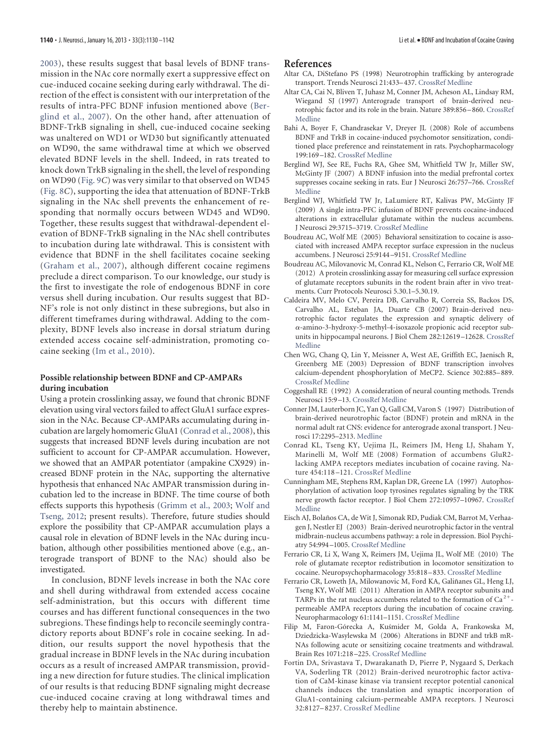2003), these results suggest that basal levels of BDNF transmission in the NAc core normally exert a suppressive effect on cue-induced cocaine seeking during early withdrawal. The direction of the effect is consistent with our interpretation of the results of intra-PFC BDNF infusion mentioned above (Berglind et al., 2007). On the other hand, after attenuation of BDNF-TrkB signaling in shell, cue-induced cocaine seeking was unaltered on WD1 or WD30 but significantly attenuated on WD90, the same withdrawal time at which we observed elevated BDNF levels in the shell. Indeed, in rats treated to knock down TrkB signaling in the shell, the level of responding on WD90 (Fig. 9C) was very similar to that observed on WD45 (Fig. 8C), supporting the idea that attenuation of BDNF-TrkB signaling in the NAc shell prevents the enhancement of responding that normally occurs between WD45 and WD90. Together, these results suggest that withdrawal-dependent elevation of BDNF-TrkB signaling in the NAc shell contributes to incubation during late withdrawal. This is consistent with evidence that BDNF in the shell facilitates cocaine seeking (Graham et al., 2007), although different cocaine regimens preclude a direct comparison. To our knowledge, our study is the first to investigate the role of endogenous BDNF in core versus shell during incubation. Our results suggest that BDNF's role is not only distinct in these subregions, but also in different timeframes during withdrawal. Adding to the complexity, BDNF levels also increase in dorsal striatum during extended access cocaine self-administration, promoting cocaine seeking (Im et al., 2010).

### Possible relationship between BDNF and CP-AMPARs during incubation

Using a protein crosslinking assay, we found that chronic BDNF elevation using viral vectors failed to affect GluA1 surface expression in the NAc. Because CP-AMPARs accumulating during incubation are largely homomeric GluA1 (Conrad et al., 2008), this suggests that increased BDNF levels during incubation are not sufficient to account for CP-AMPAR accumulation. However, we showed that an AMPAR potentiator (ampakine CX929) increased BDNF protein in the NAc, supporting the alternative hypothesis that enhanced NAc AMPAR transmission during incubation led to the increase in BDNF. The time course of both effects supports this hypothesis (Grimm et al., 2003; Wolf and Tseng, 2012; present results). Therefore, future studies should explore the possibility that CP-AMPAR accumulation plays a causal role in elevation of BDNF levels in the NAc during incubation, although other possibilities mentioned above (e.g., anterograde transport of BDNF to the NAc) should also be investigated.

In conclusion, BDNF levels increase in both the NAc core and shell during withdrawal from extended access cocaine self-administration, but this occurs with different time courses and has different functional consequences in the two subregions. These findings help to reconcile seemingly contradictory reports about BDNF's role in cocaine seeking. In addition, our results support the novel hypothesis that the gradual increase in BDNF levels in the NAc during incubation occurs as a result of increased AMPAR transmission, providing a new direction for future studies. The clinical implication of our results is that reducing BDNF signaling might decrease cue-induced cocaine craving at long withdrawal times and thereby help to maintain abstinence.

## References

Altar CA, DiStefano PS (1998) Neurotrophin trafficking by anterograde transport. Trends Neurosci 21:433–437. CrossRef Medline

Altar CA, Cai N, Bliven T, Juhasz M, Conner JM, Acheson AL, Lindsay RM, Wiegand SJ (1997) Anterograde transport of brain-derived neurotrophic factor and its role in the brain. Nature 389:856–860. CrossRef Medline

Bahi A, Boyer F, Chandrasekar V, Dreyer JL (2008) Role of accumbens BDNF and TrkB in cocaine-induced psychomotor sensitization, conditioned place preference and reinstatement in rats. Psychopharmacology 199:169–182. CrossRef Medline

Berglind WJ, See RE, Fuchs RA, Ghee SM, Whitfield TW Jr, Miller SW, McGinty JF (2007) A BDNF infusion into the medial prefrontal cortex suppresses cocaine seeking in rats. Eur J Neurosci 26:757–766. CrossRef Medline

Berglind WJ, Whitfield TW Jr, LaLumiere RT, Kalivas PW, McGinty JF (2009) A single intra-PFC infusion of BDNF prevents cocaine-induced alterations in extracellular glutamate within the nucleus accumbens. J Neurosci 29:3715–3719. CrossRef Medline

Boudreau AC, Wolf ME (2005) Behavioral sensitization to cocaine is associated with increased AMPA receptor surface expression in the nucleus accumbens. J Neurosci 25:9144–9151. CrossRef Medline

Boudreau AC, Milovanovic M, Conrad KL, Nelson C, Ferrario CR, Wolf ME (2012) A protein crosslinking assay for measuring cell surface expression of glutamate receptors subunits in the rodent brain after in vivo treatments. Curr Protocols Neurosci 5.30.1–5.30.19.

Caldeira MV, Melo CV, Pereira DB, Carvalho R, Correia SS, Backos DS, Carvalho AL, Esteban JA, Duarte CB (2007) Brain-derived neurotrophic factor regulates the expression and synaptic delivery of α-amino-3-hydroxy-5-methyl-4-isoxazole propionic acid receptor subunits in hippocampal neurons. J Biol Chem 282:12619–12628. CrossRef Medline

Chen WG, Chang Q, Lin Y, Meissner A, West AE, Griffith EC, Jaenisch R, Greenberg ME (2003) Depression of BDNF transcription involves calcium-dependent phosphorylation of MeCP2. Science 302:885–889. CrossRef Medline

Coggeshall RE (1992) A consideration of neural counting methods. Trends Neurosci 15:9–13. CrossRef Medline

Conner JM, Lauterborn JC, Yan Q, Gall CM, Varon S (1997) Distribution of brain-derived neurotrophic factor (BDNF) protein and mRNA in the normal adult rat CNS: evidence for anterograde axonal transport. J Neurosci 17:2295–2313. Medline

Conrad KL, Tseng KY, Uejima JL, Reimers JM, Heng LJ, Shaham Y, Marinelli M, Wolf ME (2008) Formation of accumbens GluR2-lacking AMPA receptors mediates incubation of cocaine raving. Nature 454:118–121. CrossRef Medline

Cunningham ME, Stephens RM, Kaplan DR, Greene LA (1997) Autophosphorylation of activation loop tyrosines regulates signaling by the TRK nerve growth factor receptor. J Biol Chem 272:10957–10967. CrossRef Medline

Eisch AJ, Bolaños CA, de Wit J, Simonak RD, Pudiak CM, Barrot M, Verhaagen J, Nestler EJ (2003) Brain-derived neurotrophic factor in the ventral midbrain-nucleus accumbens pathway: a role in depression. Biol Psychiatry 54:994–1005. CrossRef Medline

Ferrario CR, Li X, Wang X, Reimers JM, Uejima JL, Wolf ME (2010) The role of glutamate receptor redistribution in locomotor sensitization to cocaine. Neuropsychopharmacology 35:818–833. CrossRef Medline

Ferrario CR, Loweth JA, Milovanovic M, Ford KA, Galiñanes GL, Heng LJ, Tseng KY, Wolf ME (2011) Alteration in AMPA receptor subunits and TARPs in the rat nucleus accumbens related to the formation of $Ca^{2+}$-permeable AMPA receptors during the incubation of cocaine craving. Neuropharmacology 61:1141–1151. CrossRef Medline

Filip M, Faron-Górecka A, Kuśmider M, Golda A, Frankowska M, Dziedzicka-Wasylewska M (2006) Alterations in BDNF and trkB mRNAs following acute or sensitizing cocaine treatments and withdrawal. Brain Res 1071:218–225. CrossRef Medline

Fortin DA, Srivastava T, Dwarakanath D, Pierre P, Nygaard S, Derkach VA, Soderling TR (2012) Brain-derived neurotrophic factor activation of CaM-kinase kinase via transient receptor potential canonical channels induces the translation and synaptic incorporation of GluA1-containing calcium-permeable AMPA receptors. J Neurosci 32:8127–8237. CrossRef Medline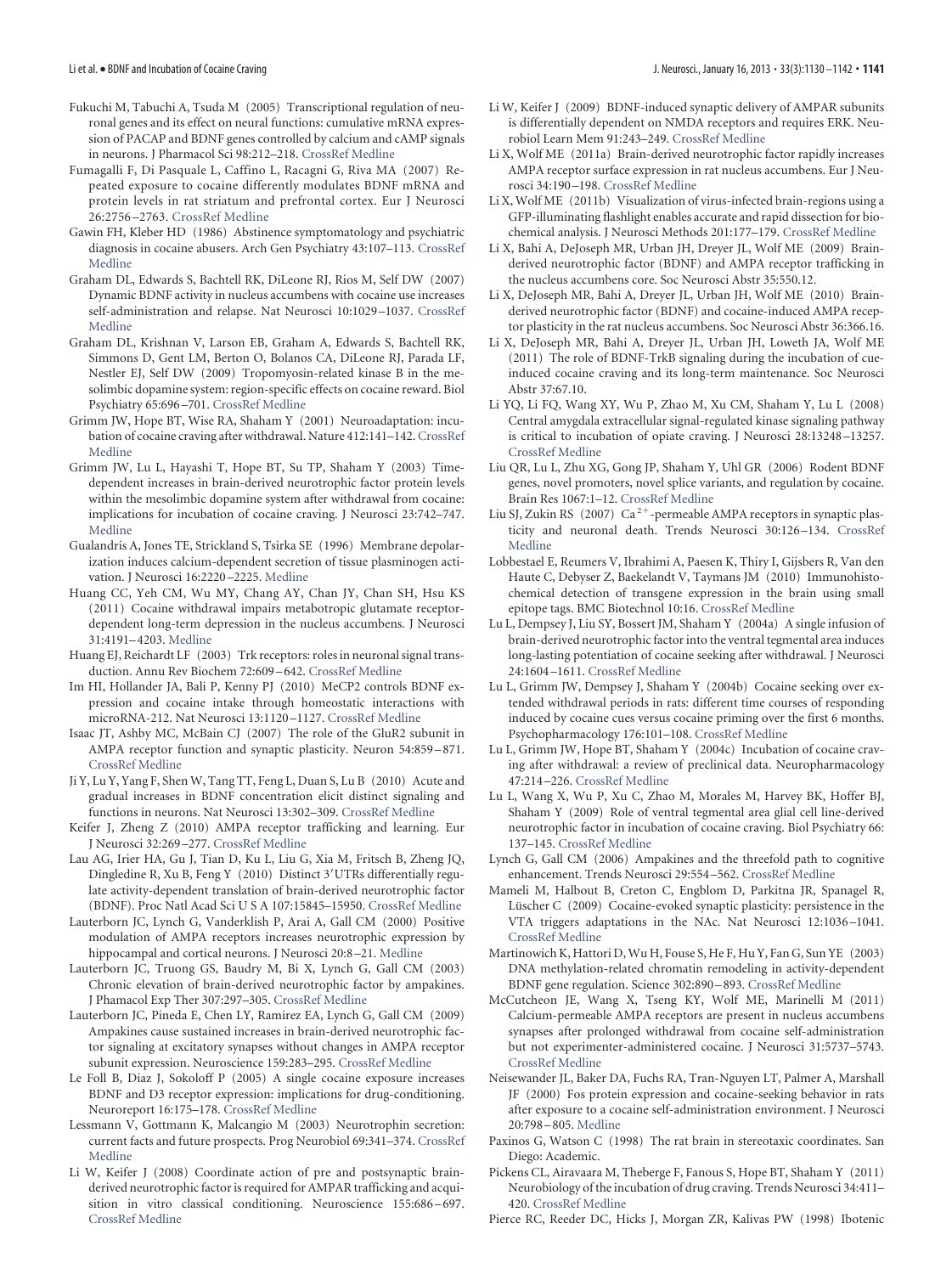Fukuchi M, Tabuchi A, Tsuda M (2005) Transcriptional regulation of neuronal genes and its effect on neural functions: cumulative mRNA expression of PACAP and BDNF genes controlled by calcium and cAMP signals in neurons. J Pharmacol Sci 98:212–218. CrossRef Medline

Fumagalli F, Di Pasquale L, Caffino L, Racagni G, Riva MA (2007) Repeated exposure to cocaine differently modulates BDNF mRNA and protein levels in rat striatum and prefrontal cortex. Eur J Neurosci 26:2756–2763. CrossRef Medline

Gawin FH, Kleber HD (1986) Abstinence symptomatology and psychiatric diagnosis in cocaine abusers. Arch Gen Psychiatry 43:107–113. CrossRef Medline

Graham DL, Edwards S, Bachtell RK, DiLeone RJ, Rios M, Self DW (2007) Dynamic BDNF activity in nucleus accumbens with cocaine use increases self-administration and relapse. Nat Neurosci 10:1029–1037. CrossRef Medline

Graham DL, Krishnan V, Larson EB, Graham A, Edwards S, Bachtell RK, Simmons D, Gent LM, Berton O, Bolanos CA, DiLeone RJ, Parada LF, Nestler EJ, Self DW (2009) Tropomyosin-related kinase B in the mesolimbic dopamine system: region-specific effects on cocaine reward. Biol Psychiatry 65:696–701. CrossRef Medline

Grimm JW, Hope BT, Wise RA, Shaham Y (2001) Neuroadaptation: incubation of cocaine craving after withdrawal. Nature 412:141–142. CrossRef Medline

Grimm JW, Lu L, Hayashi T, Hope BT, Su TP, Shaham Y (2003) Time-dependent increases in brain-derived neurotrophic factor protein levels within the mesolimbic dopamine system after withdrawal from cocaine: implications for incubation of cocaine craving. J Neurosci 23:742–747. Medline

Gualandris A, Jones TE, Strickland S, Tsirka SE (1996) Membrane depolarization induces calcium-dependent secretion of tissue plasminogen activation. J Neurosci 16:2220–2225. Medline

Huang CC, Yeh CM, Wu MY, Chang AY, Chan JY, Chan SH, Hsu KS (2011) Cocaine withdrawal impairs metabotropic glutamate receptor-dependent long-term depression in the nucleus accumbens. J Neurosci 31:4191–4203. Medline

Huang EJ, Reichardt LF (2003) Trk receptors: roles in neuronal signal transduction. Annu Rev Biochem 72:609–642. CrossRef Medline

Im HI, Hollander JA, Bali P, Kenny PJ (2010) MeCP2 controls BDNF expression and cocaine intake through homeostatic interactions with microRNA-212. Nat Neurosci 13:1120–1127. CrossRef Medline

Isaac JT, Ashby MC, McBain CJ (2007) The role of the GluR2 subunit in AMPA receptor function and synaptic plasticity. Neuron 54:859–871. CrossRef Medline

Ji Y, Lu Y, Yang F, Shen W, Tang TT, Feng L, Duan S, Lu B (2010) Acute and gradual increases in BDNF concentration elicit distinct signaling and functions in neurons. Nat Neurosci 13:302–309. CrossRef Medline

Keifer J, Zheng Z (2010) AMPA receptor trafficking and learning. Eur J Neurosci 32:269–277. CrossRef Medline

Lau AG, Irier HA, Gu J, Tian D, Ku L, Liu G, Xia M, Fritsch B, Zheng JQ, Dingledine R, Xu B, Feng Y (2010) Distinct 3′UTRs differentially regulate activity-dependent translation of brain-derived neurotrophic factor (BDNF). Proc Natl Acad Sci U S A 107:15845–15950. CrossRef Medline

Lauterborn JC, Lynch G, Vanderklish P, Arai A, Gall CM (2000) Positive modulation of AMPA receptors increases neurotrophic expression by hippocampal and cortical neurons. J Neurosci 20:8–21. Medline

Lauterborn JC, Truong GS, Baudry M, Bi X, Lynch G, Gall CM (2003) Chronic elevation of brain-derived neurotrophic factor by ampakines. J Phamacol Exp Ther 307:297–305. CrossRef Medline

Lauterborn JC, Pineda E, Chen LY, Ramirez EA, Lynch G, Gall CM (2009) Ampakines cause sustained increases in brain-derived neurotrophic factor signaling at excitatory synapses without changes in AMPA receptor subunit expression. Neuroscience 159:283–295. CrossRef Medline

Le Foll B, Diaz J, Sokoloff P (2005) A single cocaine exposure increases BDNF and D3 receptor expression: implications for drug-conditioning. Neuroreport 16:175–178. CrossRef Medline

Lessmann V, Gottmann K, Malcangio M (2003) Neurotrophin secretion: current facts and future prospects. Prog Neurobiol 69:341–374. CrossRef Medline

Li W, Keifer J (2008) Coordinate action of pre and postsynaptic brain-derived neurotrophic factor is required for AMPAR trafficking and acquisition in vitro classical conditioning. Neuroscience 155:686–697. CrossRef Medline

Li W, Keifer J (2009) BDNF-induced synaptic delivery of AMPAR subunits is differentially dependent on NMDA receptors and requires ERK. Neurobiol Learn Mem 91:243–249. CrossRef Medline

Li X, Wolf ME (2011a) Brain-derived neurotrophic factor rapidly increases AMPA receptor surface expression in rat nucleus accumbens. Eur J Neurosci 34:190–198. CrossRef Medline

Li X, Wolf ME (2011b) Visualization of virus-infected brain-regions using a GFP-illuminating flashlight enables accurate and rapid dissection for biochemical analysis. J Neurosci Methods 201:177–179. CrossRef Medline

Li X, Bahi A, DeJoseph MR, Urban JH, Dreyer JL, Wolf ME (2009) Brain-derived neurotrophic factor (BDNF) and AMPA receptor trafficking in the nucleus accumbens core. Soc Neurosci Abstr 35:550.12.

Li X, DeJoseph MR, Bahi A, Dreyer JL, Urban JH, Wolf ME (2010) Brain-derived neurotrophic factor (BDNF) and cocaine-induced AMPA receptor plasticity in the rat nucleus accumbens. Soc Neurosci Abstr 36:366.16.

Li X, DeJoseph MR, Bahi A, Dreyer JL, Urban JH, Loweth JA, Wolf ME (2011) The role of BDNF-TrkB signaling during the incubation of cue-induced cocaine craving and its long-term maintenance. Soc Neurosci Abstr 37:67.10.

Li YQ, Li FQ, Wang XY, Wu P, Zhao M, Xu CM, Shaham Y, Lu L (2008) Central amygdala extracellular signal-regulated kinase signaling pathway is critical to incubation of opiate craving. J Neurosci 28:13248–13257. CrossRef Medline

Liu QR, Lu L, Zhu XG, Gong JP, Shaham Y, Uhl GR (2006) Rodent BDNF genes, novel promoters, novel splice variants, and regulation by cocaine. Brain Res 1067:1–12. CrossRef Medline

Liu SJ, Zukin RS (2007) $Ca^{2+}$-permeable AMPA receptors in synaptic plasticity and neuronal death. Trends Neurosci 30:126–134. CrossRef Medline

Lobbestael E, Reumers V, Ibrahimi A, Paesen K, Thiry I, Gijsbers R, Van den Haute C, Debyser Z, Baekelandt V, Taymans JM (2010) Immunohistochemical detection of transgene expression in the brain using small epitope tags. BMC Biotechnol 10:16. CrossRef Medline

Lu L, Dempsey J, Liu SY, Bossert JM, Shaham Y (2004a) A single infusion of brain-derived neurotrophic factor into the ventral tegmental area induces long-lasting potentiation of cocaine seeking after withdrawal. J Neurosci 24:1604–1611. CrossRef Medline

Lu L, Grimm JW, Dempsey J, Shaham Y (2004b) Cocaine seeking over extended withdrawal periods in rats: different time courses of responding induced by cocaine cues versus cocaine priming over the first 6 months. Psychopharmacology 176:101–108. CrossRef Medline

Lu L, Grimm JW, Hope BT, Shaham Y (2004c) Incubation of cocaine craving after withdrawal: a review of preclinical data. Neuropharmacology 47:214–226. CrossRef Medline

Lu L, Wang X, Wu P, Xu C, Zhao M, Morales M, Harvey BK, Hoffer BJ, Shaham Y (2009) Role of ventral tegmental area glial cell line-derived neurotrophic factor in incubation of cocaine craving. Biol Psychiatry 66: 137–145. CrossRef Medline

Lynch G, Gall CM (2006) Ampakines and the threefold path to cognitive enhancement. Trends Neurosci 29:554–562. CrossRef Medline

Mameli M, Halbout B, Creton C, Engblom D, Parkitna JR, Spanagel R, Lüscher C (2009) Cocaine-evoked synaptic plasticity: persistence in the VTA triggers adaptations in the NAc. Nat Neurosci 12:1036–1041. CrossRef Medline

Martinowich K, Hattori D, Wu H, Fouse S, He F, Hu Y, Fan G, Sun YE (2003) DNA methylation-related chromatin remodeling in activity-dependent BDNF gene regulation. Science 302:890–893. CrossRef Medline

McCutcheon JE, Wang X, Tseng KY, Wolf ME, Marinelli M (2011) Calcium-permeable AMPA receptors are present in nucleus accumbens synapses after prolonged withdrawal from cocaine self-administration but not experimenter-administered cocaine. J Neurosci 31:5737–5743. CrossRef Medline

Neisewander JL, Baker DA, Fuchs RA, Tran-Nguyen LT, Palmer A, Marshall JF (2000) Fos protein expression and cocaine-seeking behavior in rats after exposure to a cocaine self-administration environment. J Neurosci 20:798–805. Medline

Paxinos G, Watson C (1998) The rat brain in stereotaxic coordinates. San Diego: Academic.

Pickens CL, Airavaara M, Theberge F, Fanous S, Hope BT, Shaham Y (2011) Neurobiology of the incubation of drug craving. Trends Neurosci 34:411–420. CrossRef Medline

Pierce RC, Reeder DC, Hicks J, Morgan ZR, Kalivas PW (1998) Ibotenic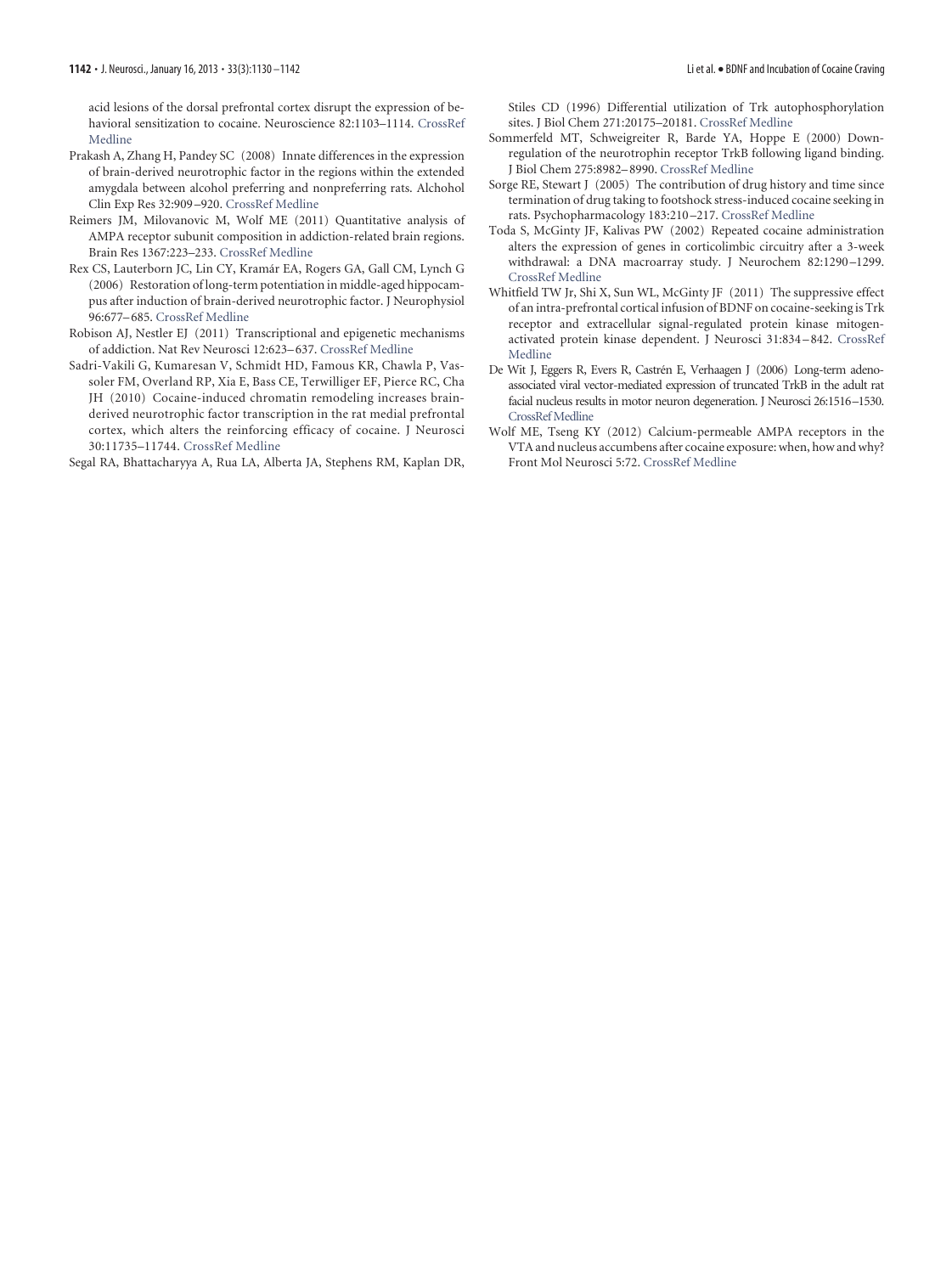acid lesions of the dorsal prefrontal cortex disrupt the expression of behavioral sensitization to cocaine. Neuroscience 82:1103–1114. CrossRef Medline

Prakash A, Zhang H, Pandey SC (2008) Innate differences in the expression of brain-derived neurotrophic factor in the regions within the extended amygdala between alcohol preferring and nonpreferring rats. Alchohol Clin Exp Res 32:909–920. CrossRef Medline

Reimers JM, Milovanovic M, Wolf ME (2011) Quantitative analysis of AMPA receptor subunit composition in addiction-related brain regions. Brain Res 1367:223–233. CrossRef Medline

Rex CS, Lauterborn JC, Lin CY, Kramár EA, Rogers GA, Gall CM, Lynch G (2006) Restoration of long-term potentiation in middle-aged hippocampus after induction of brain-derived neurotrophic factor. J Neurophysiol 96:677–685. CrossRef Medline

Robison AJ, Nestler EJ (2011) Transcriptional and epigenetic mechanisms of addiction. Nat Rev Neurosci 12:623–637. CrossRef Medline

Sadri-Vakili G, Kumaresan V, Schmidt HD, Famous KR, Chawla P, Vassoler FM, Overland RP, Xia E, Bass CE, Terwilliger EF, Pierce RC, Cha JH (2010) Cocaine-induced chromatin remodeling increases brain-derived neurotrophic factor transcription in the rat medial prefrontal cortex, which alters the reinforcing efficacy of cocaine. J Neurosci 30:11735–11744. CrossRef Medline

Segal RA, Bhattacharyya A, Rua LA, Alberta JA, Stephens RM, Kaplan DR, Stiles CD (1996) Differential utilization of Trk autophosphorylation sites. J Biol Chem 271:20175–20181. CrossRef Medline

Sommerfeld MT, Schweigreiter R, Barde YA, Hoppe E (2000) Down-regulation of the neurotrophin receptor TrkB following ligand binding. J Biol Chem 275:8982–8990. CrossRef Medline

Sorge RE, Stewart J (2005) The contribution of drug history and time since termination of drug taking to footshock stress-induced cocaine seeking in rats. Psychopharmacology 183:210–217. CrossRef Medline

Toda S, McGinty JF, Kalivas PW (2002) Repeated cocaine administration alters the expression of genes in corticolimbic circuitry after a 3-week withdrawal: a DNA macroarray study. J Neurochem 82:1290–1299. CrossRef Medline

Whitfield TW Jr, Shi X, Sun WL, McGinty JF (2011) The suppressive effect of an intra-prefrontal cortical infusion of BDNF on cocaine-seeking is Trk receptor and extracellular signal-regulated protein kinase mitogen-activated protein kinase dependent. J Neurosci 31:834–842. CrossRef Medline

De Wit J, Eggers R, Evers R, Castrén E, Verhaagen J (2006) Long-term adeno-associated viral vector-mediated expression of truncated TrkB in the adult rat facial nucleus results in motor neuron degeneration. J Neurosci 26:1516–1530. CrossRef Medline

Wolf ME, Tseng KY (2012) Calcium-permeable AMPA receptors in the VTA and nucleus accumbens after cocaine exposure: when, how and why? Front Mol Neurosci 5:72. CrossRef Medline